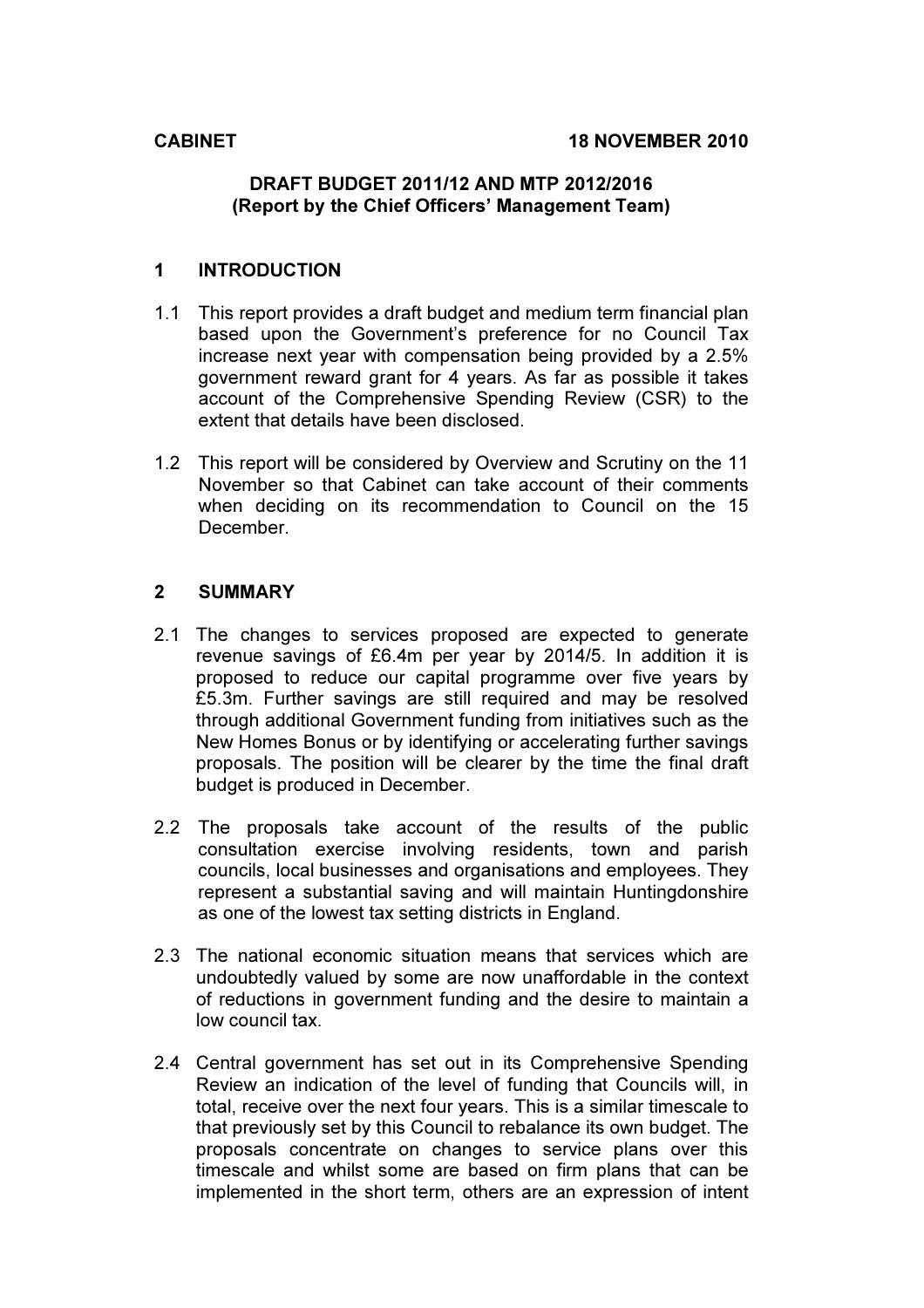**CABINET 18 NOVEMBER 2010**

# DRAFT BUDGET 2011/12 AND MTP 2012/2016
**(Report by the Chief Officers' Management Team)**

## 1 INTRODUCTION

1.1 This report provides a draft budget and medium term financial plan based upon the Government's preference for no Council Tax increase next year with compensation being provided by a 2.5% government reward grant for 4 years. As far as possible it takes account of the Comprehensive Spending Review (CSR) to the extent that details have been disclosed.

1.2 This report will be considered by Overview and Scrutiny on the 11 November so that Cabinet can take account of their comments when deciding on its recommendation to Council on the 15 December.

## 2 SUMMARY

2.1 The changes to services proposed are expected to generate revenue savings of £6.4m per year by 2014/5. In addition it is proposed to reduce our capital programme over five years by £5.3m. Further savings are still required and may be resolved through additional Government funding from initiatives such as the New Homes Bonus or by identifying or accelerating further savings proposals. The position will be clearer by the time the final draft budget is produced in December.

2.2 The proposals take account of the results of the public consultation exercise involving residents, town and parish councils, local businesses and organisations and employees. They represent a substantial saving and will maintain Huntingdonshire as one of the lowest tax setting districts in England.

2.3 The national economic situation means that services which are undoubtedly valued by some are now unaffordable in the context of reductions in government funding and the desire to maintain a low council tax.

2.4 Central government has set out in its Comprehensive Spending Review an indication of the level of funding that Councils will, in total, receive over the next four years. This is a similar timescale to that previously set by this Council to rebalance its own budget. The proposals concentrate on changes to service plans over this timescale and whilst some are based on firm plans that can be implemented in the short term, others are an expression of intent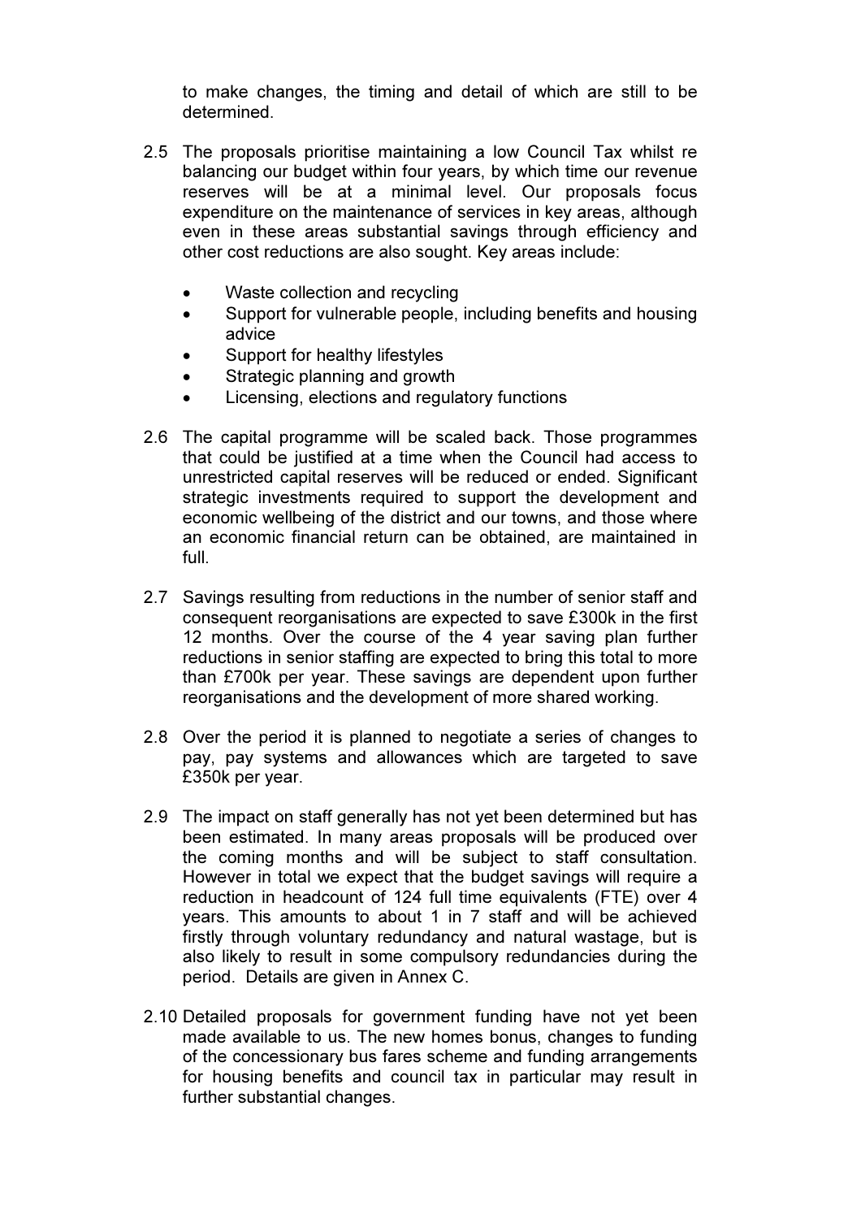to make changes, the timing and detail of which are still to be determined.

2.5 The proposals prioritise maintaining a low Council Tax whilst re balancing our budget within four years, by which time our revenue reserves will be at a minimal level. Our proposals focus expenditure on the maintenance of services in key areas, although even in these areas substantial savings through efficiency and other cost reductions are also sought. Key areas include:

- Waste collection and recycling
- Support for vulnerable people, including benefits and housing advice
- Support for healthy lifestyles
- Strategic planning and growth
- Licensing, elections and regulatory functions

2.6 The capital programme will be scaled back. Those programmes that could be justified at a time when the Council had access to unrestricted capital reserves will be reduced or ended. Significant strategic investments required to support the development and economic wellbeing of the district and our towns, and those where an economic financial return can be obtained, are maintained in full.

2.7 Savings resulting from reductions in the number of senior staff and consequent reorganisations are expected to save £300k in the first 12 months. Over the course of the 4 year saving plan further reductions in senior staffing are expected to bring this total to more than £700k per year. These savings are dependent upon further reorganisations and the development of more shared working.

2.8 Over the period it is planned to negotiate a series of changes to pay, pay systems and allowances which are targeted to save £350k per year.

2.9 The impact on staff generally has not yet been determined but has been estimated. In many areas proposals will be produced over the coming months and will be subject to staff consultation. However in total we expect that the budget savings will require a reduction in headcount of 124 full time equivalents (FTE) over 4 years. This amounts to about 1 in 7 staff and will be achieved firstly through voluntary redundancy and natural wastage, but is also likely to result in some compulsory redundancies during the period. Details are given in Annex C.

2.10 Detailed proposals for government funding have not yet been made available to us. The new homes bonus, changes to funding of the concessionary bus fares scheme and funding arrangements for housing benefits and council tax in particular may result in further substantial changes.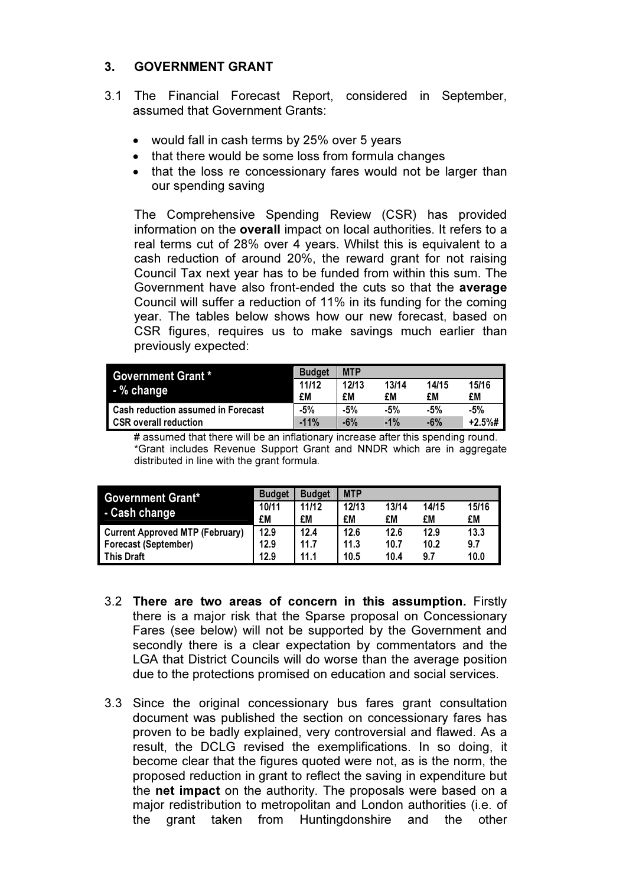## 3. GOVERNMENT GRANT

3.1 The Financial Forecast Report, considered in September, assumed that Government Grants:

- would fall in cash terms by 25% over 5 years
- that there would be some loss from formula changes
- that the loss re concessionary fares would not be larger than our spending saving

The Comprehensive Spending Review (CSR) has provided information on the **overall** impact on local authorities. It refers to a real terms cut of 28% over 4 years. Whilst this is equivalent to a cash reduction of around 20%, the reward grant for not raising Council Tax next year has to be funded from within this sum. The Government have also front-ended the cuts so that the **average** Council will suffer a reduction of 11% in its funding for the coming year. The tables below shows how our new forecast, based on CSR figures, requires us to make savings much earlier than previously expected:

| Government Grant * - % change | Budget | MTP | | | |
|---|---|---|---|---|---|
| | 11/12 £M | 12/13 £M | 13/14 £M | 14/15 £M | 15/16 £M |
| Cash reduction assumed in Forecast | -5% | -5% | -5% | -5% | -5% |
| CSR overall reduction | -11% | -6% | -1% | -6% | +2.5%# |

# assumed that there will be an inflationary increase after this spending round.
*Grant includes Revenue Support Grant and NNDR which are in aggregate distributed in line with the grant formula.

| Government Grant* - Cash change | Budget | Budget | MTP | | | |
|---|---|---|---|---|---|---|
| | 10/11 £M | 11/12 £M | 12/13 £M | 13/14 £M | 14/15 £M | 15/16 £M |
| Current Approved MTP (February) | 12.9 | 12.4 | 12.6 | 12.6 | 12.9 | 13.3 |
| Forecast (September) | 12.9 | 11.7 | 11.3 | 10.7 | 10.2 | 9.7 |
| This Draft | 12.9 | 11.1 | 10.5 | 10.4 | 9.7 | 10.0 |

3.2 **There are two areas of concern in this assumption.** Firstly there is a major risk that the Sparse proposal on Concessionary Fares (see below) will not be supported by the Government and secondly there is a clear expectation by commentators and the LGA that District Councils will do worse than the average position due to the protections promised on education and social services.

3.3 Since the original concessionary bus fares grant consultation document was published the section on concessionary fares has proven to be badly explained, very controversial and flawed. As a result, the DCLG revised the exemplifications. In so doing, it become clear that the figures quoted were not, as is the norm, the proposed reduction in grant to reflect the saving in expenditure but the **net impact** on the authority. The proposals were based on a major redistribution to metropolitan and London authorities (i.e. of the grant taken from Huntingdonshire and the other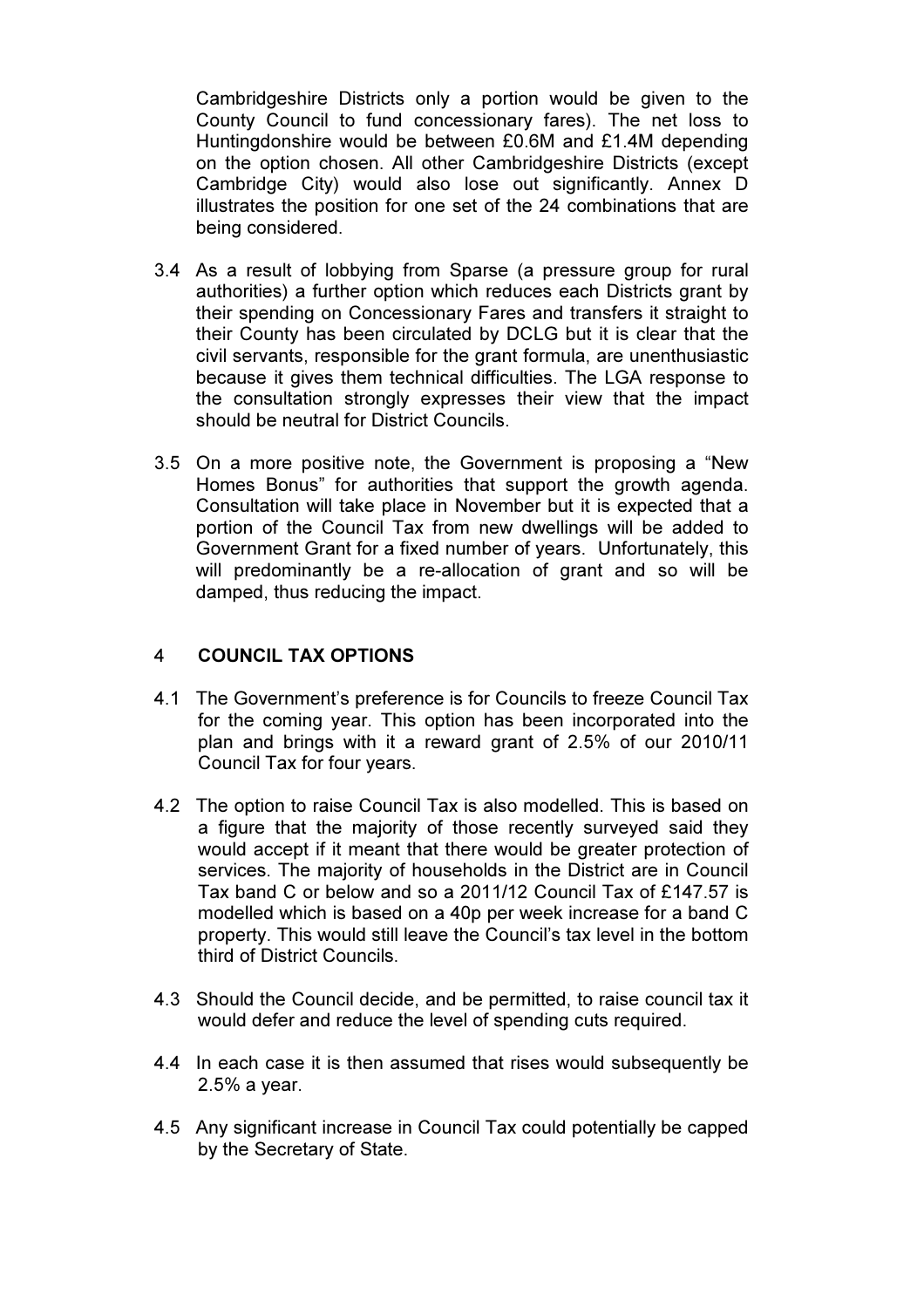Cambridgeshire Districts only a portion would be given to the County Council to fund concessionary fares). The net loss to Huntingdonshire would be between £0.6M and £1.4M depending on the option chosen. All other Cambridgeshire Districts (except Cambridge City) would also lose out significantly. Annex D illustrates the position for one set of the 24 combinations that are being considered.

3.4 As a result of lobbying from Sparse (a pressure group for rural authorities) a further option which reduces each Districts grant by their spending on Concessionary Fares and transfers it straight to their County has been circulated by DCLG but it is clear that the civil servants, responsible for the grant formula, are unenthusiastic because it gives them technical difficulties. The LGA response to the consultation strongly expresses their view that the impact should be neutral for District Councils.

3.5 On a more positive note, the Government is proposing a "New Homes Bonus" for authorities that support the growth agenda. Consultation will take place in November but it is expected that a portion of the Council Tax from new dwellings will be added to Government Grant for a fixed number of years. Unfortunately, this will predominantly be a re-allocation of grant and so will be damped, thus reducing the impact.

## 4 COUNCIL TAX OPTIONS

4.1 The Government's preference is for Councils to freeze Council Tax for the coming year. This option has been incorporated into the plan and brings with it a reward grant of 2.5% of our 2010/11 Council Tax for four years.

4.2 The option to raise Council Tax is also modelled. This is based on a figure that the majority of those recently surveyed said they would accept if it meant that there would be greater protection of services. The majority of households in the District are in Council Tax band C or below and so a 2011/12 Council Tax of £147.57 is modelled which is based on a 40p per week increase for a band C property. This would still leave the Council's tax level in the bottom third of District Councils.

4.3 Should the Council decide, and be permitted, to raise council tax it would defer and reduce the level of spending cuts required.

4.4 In each case it is then assumed that rises would subsequently be 2.5% a year.

4.5 Any significant increase in Council Tax could potentially be capped by the Secretary of State.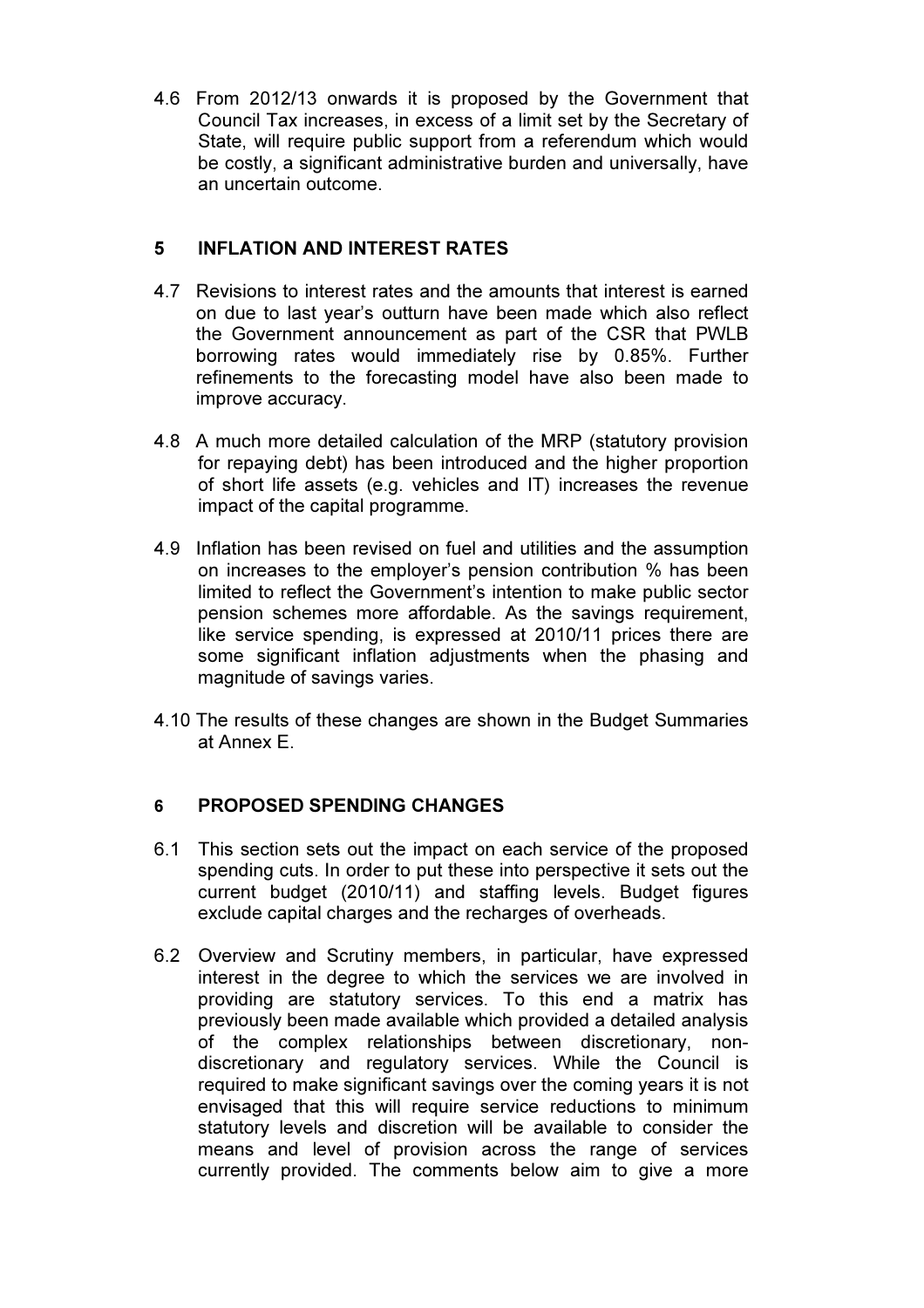4.6 From 2012/13 onwards it is proposed by the Government that Council Tax increases, in excess of a limit set by the Secretary of State, will require public support from a referendum which would be costly, a significant administrative burden and universally, have an uncertain outcome.

## 5 INFLATION AND INTEREST RATES

4.7 Revisions to interest rates and the amounts that interest is earned on due to last year's outturn have been made which also reflect the Government announcement as part of the CSR that PWLB borrowing rates would immediately rise by 0.85%. Further refinements to the forecasting model have also been made to improve accuracy.

4.8 A much more detailed calculation of the MRP (statutory provision for repaying debt) has been introduced and the higher proportion of short life assets (e.g. vehicles and IT) increases the revenue impact of the capital programme.

4.9 Inflation has been revised on fuel and utilities and the assumption on increases to the employer's pension contribution % has been limited to reflect the Government's intention to make public sector pension schemes more affordable. As the savings requirement, like service spending, is expressed at 2010/11 prices there are some significant inflation adjustments when the phasing and magnitude of savings varies.

4.10 The results of these changes are shown in the Budget Summaries at Annex E.

## 6 PROPOSED SPENDING CHANGES

6.1 This section sets out the impact on each service of the proposed spending cuts. In order to put these into perspective it sets out the current budget (2010/11) and staffing levels. Budget figures exclude capital charges and the recharges of overheads.

6.2 Overview and Scrutiny members, in particular, have expressed interest in the degree to which the services we are involved in providing are statutory services. To this end a matrix has previously been made available which provided a detailed analysis of the complex relationships between discretionary, non-discretionary and regulatory services. While the Council is required to make significant savings over the coming years it is not envisaged that this will require service reductions to minimum statutory levels and discretion will be available to consider the means and level of provision across the range of services currently provided. The comments below aim to give a more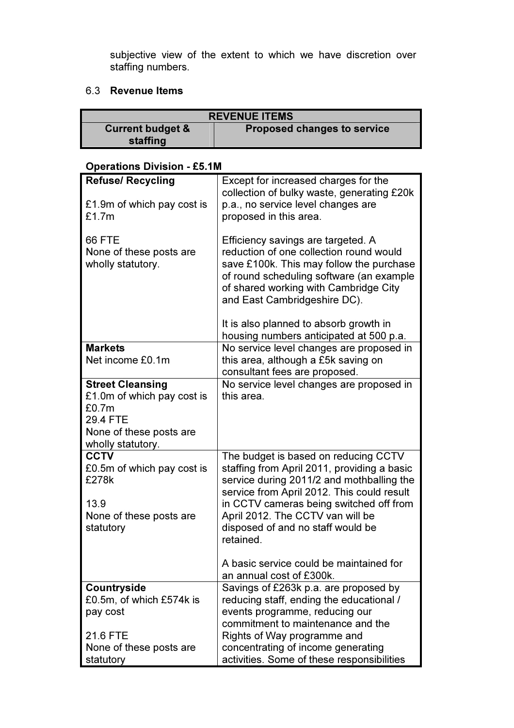subjective view of the extent to which we have discretion over staffing numbers.

6.3 **Revenue Items**

| REVENUE ITEMS | |
|---|---|
| **Current budget & staffing** | **Proposed changes to service** |

**Operations Division - £5.1M**

| | |
|---|---|
| **Refuse/ Recycling**<br><br>£1.9m of which pay cost is £1.7m<br><br>66 FTE<br>None of these posts are wholly statutory. | Except for increased charges for the collection of bulky waste, generating £20k p.a., no service level changes are proposed in this area.<br><br>Efficiency savings are targeted. A reduction of one collection round would save £100k. This may follow the purchase of round scheduling software (an example of shared working with Cambridge City and East Cambridgeshire DC).<br><br>It is also planned to absorb growth in housing numbers anticipated at 500 p.a. |
| **Markets**<br>Net income £0.1m | No service level changes are proposed in this area, although a £5k saving on consultant fees are proposed. |
| **Street Cleansing**<br>£1.0m of which pay cost is £0.7m<br>29.4 FTE<br>None of these posts are wholly statutory. | No service level changes are proposed in this area. |
| **CCTV**<br>£0.5m of which pay cost is £278k<br><br>13.9<br>None of these posts are statutory | The budget is based on reducing CCTV staffing from April 2011, providing a basic service during 2011/2 and mothballing the service from April 2012. This could result in CCTV cameras being switched off from April 2012. The CCTV van will be disposed of and no staff would be retained.<br><br>A basic service could be maintained for an annual cost of £300k. |
| **Countryside**<br>£0.5m, of which £574k is pay cost<br><br>21.6 FTE<br>None of these posts are statutory | Savings of £263k p.a. are proposed by reducing staff, ending the educational / events programme, reducing our commitment to maintenance and the Rights of Way programme and concentrating of income generating activities. Some of these responsibilities |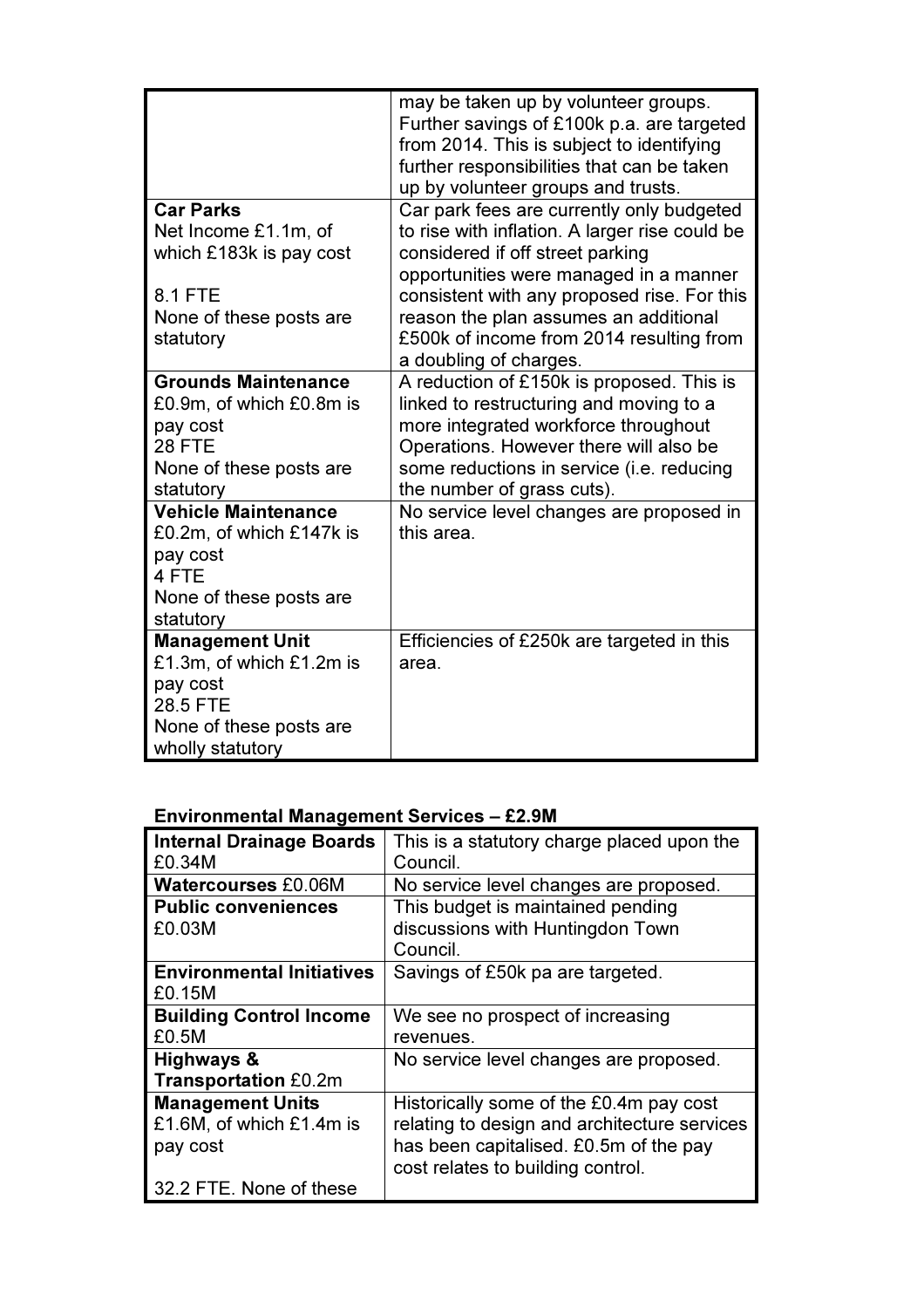| | |
|---|---|
| | may be taken up by volunteer groups. Further savings of £100k p.a. are targeted from 2014. This is subject to identifying further responsibilities that can be taken up by volunteer groups and trusts. |
| **Car Parks**<br>Net Income £1.1m, of which £183k is pay cost<br><br>8.1 FTE<br>None of these posts are statutory | Car park fees are currently only budgeted to rise with inflation. A larger rise could be considered if off street parking opportunities were managed in a manner consistent with any proposed rise. For this reason the plan assumes an additional £500k of income from 2014 resulting from a doubling of charges. |
| **Grounds Maintenance**<br>£0.9m, of which £0.8m is pay cost<br>28 FTE<br>None of these posts are statutory | A reduction of £150k is proposed. This is linked to restructuring and moving to a more integrated workforce throughout Operations. However there will also be some reductions in service (i.e. reducing the number of grass cuts). |
| **Vehicle Maintenance**<br>£0.2m, of which £147k is pay cost<br>4 FTE<br>None of these posts are statutory | No service level changes are proposed in this area. |
| **Management Unit**<br>£1.3m, of which £1.2m is pay cost<br>28.5 FTE<br>None of these posts are wholly statutory | Efficiencies of £250k are targeted in this area. |

**Environmental Management Services – £2.9M**

| | |
|---|---|
| **Internal Drainage Boards** £0.34M | This is a statutory charge placed upon the Council. |
| **Watercourses** £0.06M | No service level changes are proposed. |
| **Public conveniences** £0.03M | This budget is maintained pending discussions with Huntingdon Town Council. |
| **Environmental Initiatives** £0.15M | Savings of £50k pa are targeted. |
| **Building Control Income** £0.5M | We see no prospect of increasing revenues. |
| **Highways & Transportation** £0.2m | No service level changes are proposed. |
| **Management Units**<br>£1.6M, of which £1.4m is pay cost<br><br>32.2 FTE. None of these | Historically some of the £0.4m pay cost relating to design and architecture services has been capitalised. £0.5m of the pay cost relates to building control. |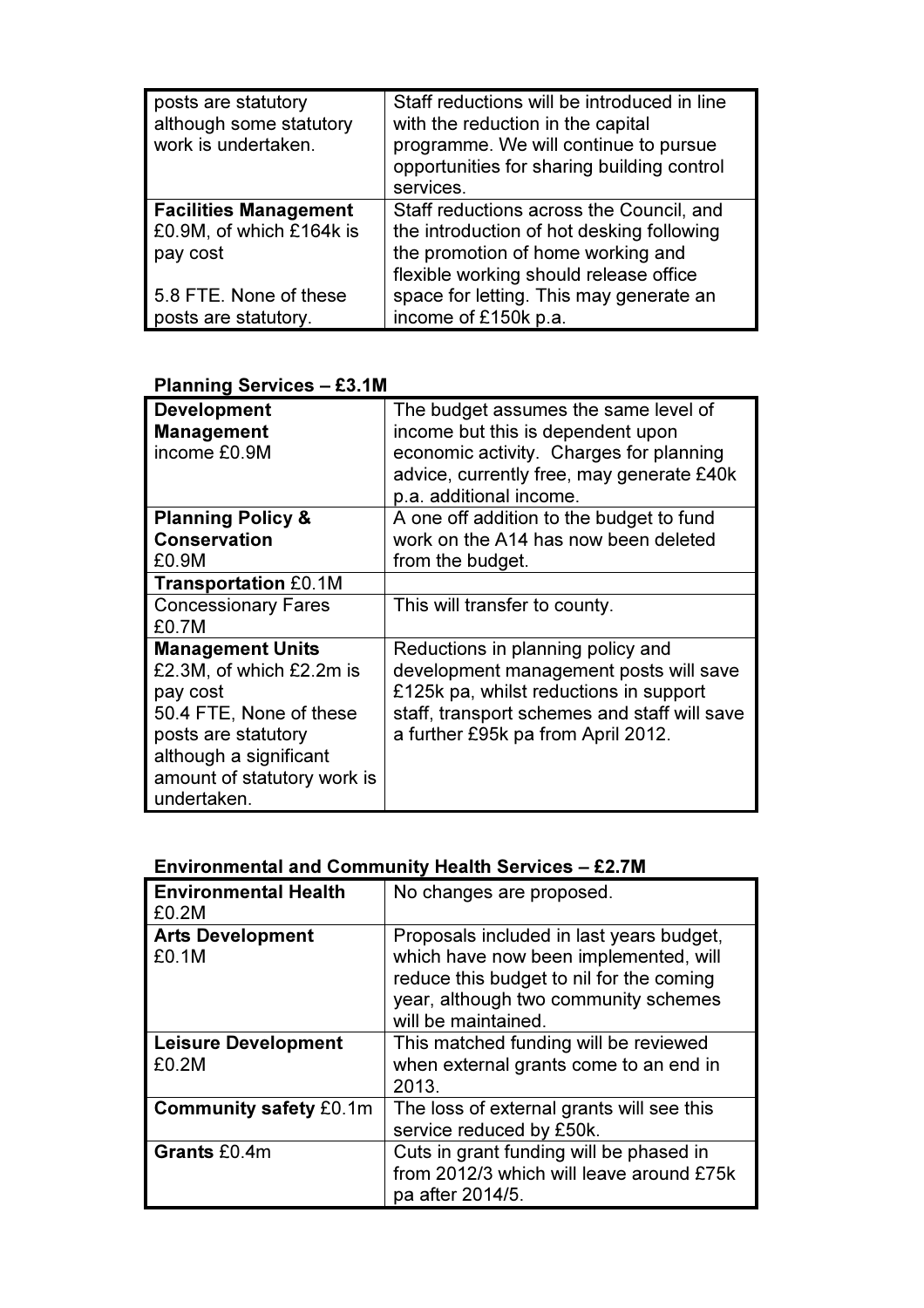| | |
|---|---|
| posts are statutory although some statutory work is undertaken. | Staff reductions will be introduced in line with the reduction in the capital programme. We will continue to pursue opportunities for sharing building control services. |
| **Facilities Management** £0.9M, of which £164k is pay cost<br><br>5.8 FTE. None of these posts are statutory. | Staff reductions across the Council, and the introduction of hot desking following the promotion of home working and flexible working should release office space for letting. This may generate an income of £150k p.a. |

**Planning Services – £3.1M**

| | |
|---|---|
| **Development Management** income £0.9M | The budget assumes the same level of income but this is dependent upon economic activity. Charges for planning advice, currently free, may generate £40k p.a. additional income. |
| **Planning Policy & Conservation** £0.9M | A one off addition to the budget to fund work on the A14 has now been deleted from the budget. |
| **Transportation** £0.1M | |
| Concessionary Fares £0.7M | This will transfer to county. |
| **Management Units** £2.3M, of which £2.2m is pay cost<br>50.4 FTE, None of these posts are statutory although a significant amount of statutory work is undertaken. | Reductions in planning policy and development management posts will save £125k pa, whilst reductions in support staff, transport schemes and staff will save a further £95k pa from April 2012. |

**Environmental and Community Health Services – £2.7M**

| | |
|---|---|
| **Environmental Health** £0.2M | No changes are proposed. |
| **Arts Development** £0.1M | Proposals included in last years budget, which have now been implemented, will reduce this budget to nil for the coming year, although two community schemes will be maintained. |
| **Leisure Development** £0.2M | This matched funding will be reviewed when external grants come to an end in 2013. |
| **Community safety** £0.1m | The loss of external grants will see this service reduced by £50k. |
| **Grants** £0.4m | Cuts in grant funding will be phased in from 2012/3 which will leave around £75k pa after 2014/5. |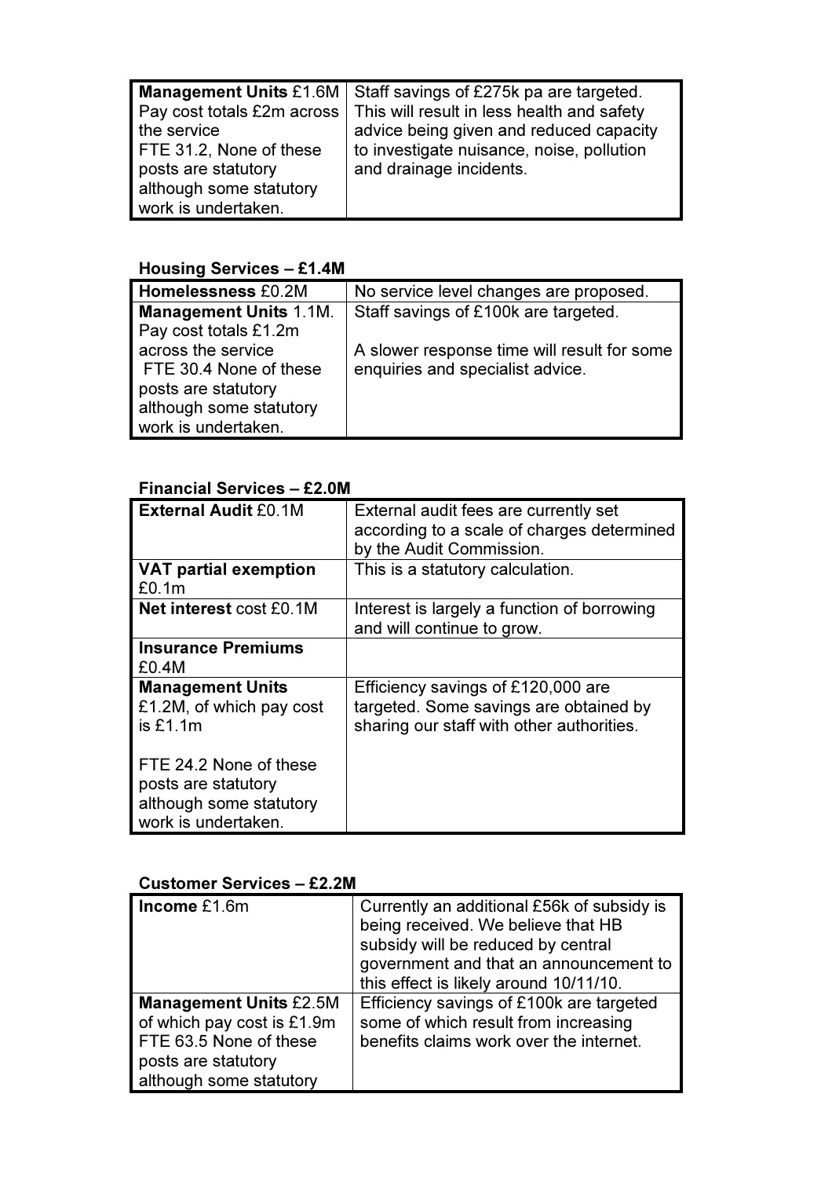| **Management Units** £1.6M Pay cost totals £2m across the service FTE 31.2, None of these posts are statutory although some statutory work is undertaken. | Staff savings of £275k pa are targeted. This will result in less health and safety advice being given and reduced capacity to investigate nuisance, noise, pollution and drainage incidents. |
|---|---|

**Housing Services – £1.4M**

| **Homelessness** £0.2M | No service level changes are proposed. |
|---|---|
| **Management Units** 1.1M. Pay cost totals £1.2m across the service FTE 30.4 None of these posts are statutory although some statutory work is undertaken. | Staff savings of £100k are targeted.<br><br>A slower response time will result for some enquiries and specialist advice. |

**Financial Services – £2.0M**

| **External Audit** £0.1M | External audit fees are currently set according to a scale of charges determined by the Audit Commission. |
|---|---|
| **VAT partial exemption** £0.1m | This is a statutory calculation. |
| **Net interest** cost £0.1M | Interest is largely a function of borrowing and will continue to grow. |
| **Insurance Premiums** £0.4M | |
| **Management Units** £1.2M, of which pay cost is £1.1m<br><br>FTE 24.2 None of these posts are statutory although some statutory work is undertaken. | Efficiency savings of £120,000 are targeted. Some savings are obtained by sharing our staff with other authorities. |

**Customer Services – £2.2M**

| **Income** £1.6m | Currently an additional £56k of subsidy is being received. We believe that HB subsidy will be reduced by central government and that an announcement to this effect is likely around 10/11/10. |
|---|---|
| **Management Units** £2.5M of which pay cost is £1.9m FTE 63.5 None of these posts are statutory although some statutory | Efficiency savings of £100k are targeted some of which result from increasing benefits claims work over the internet. |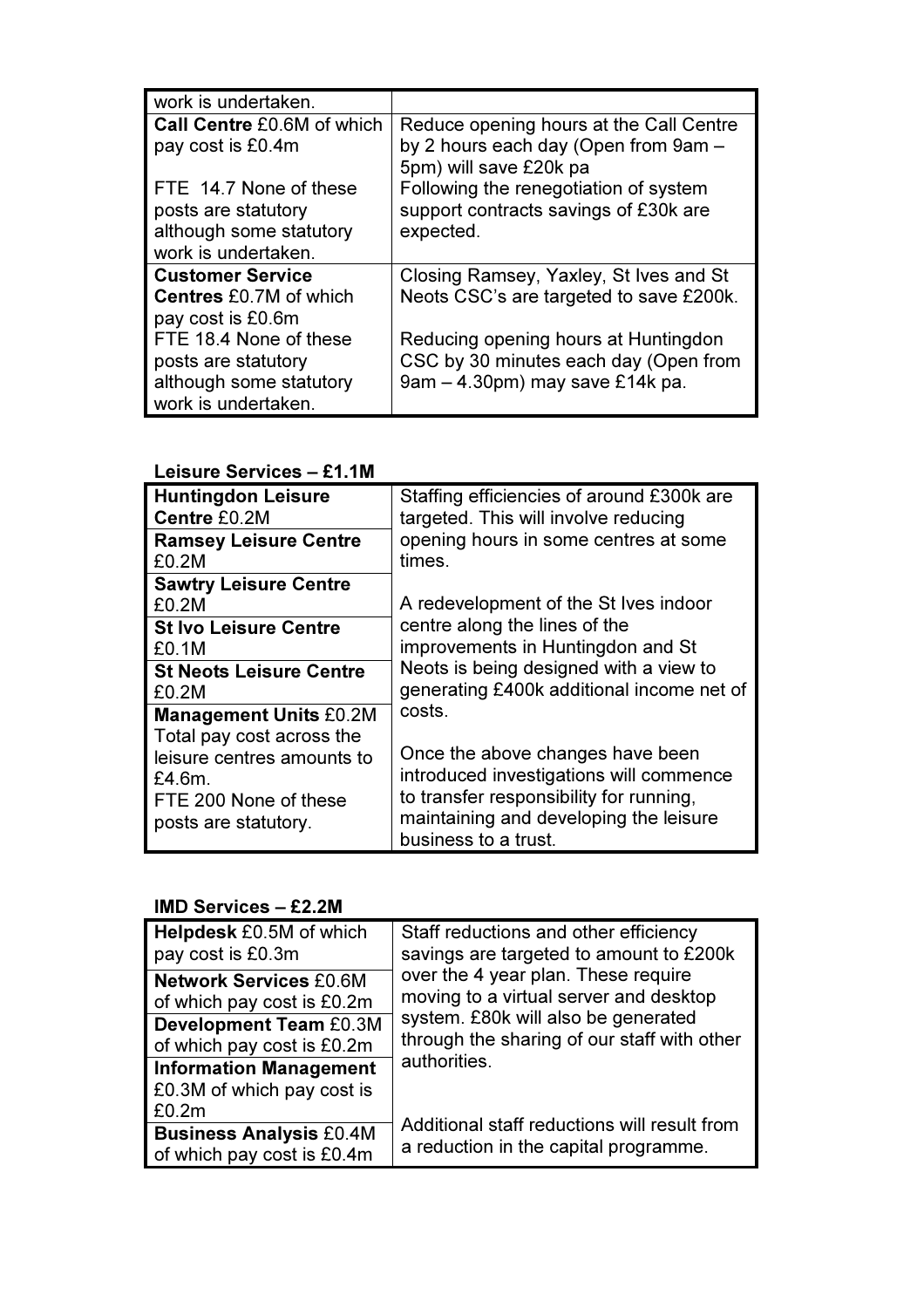| | |
|---|---|
| work is undertaken. | |
| **Call Centre** £0.6M of which pay cost is £0.4m<br><br>FTE 14.7 None of these posts are statutory although some statutory work is undertaken. | Reduce opening hours at the Call Centre by 2 hours each day (Open from 9am – 5pm) will save £20k pa<br>Following the renegotiation of system support contracts savings of £30k are expected. |
| **Customer Service Centres** £0.7M of which pay cost is £0.6m<br>FTE 18.4 None of these posts are statutory although some statutory work is undertaken. | Closing Ramsey, Yaxley, St Ives and St Neots CSC's are targeted to save £200k.<br><br>Reducing opening hours at Huntingdon CSC by 30 minutes each day (Open from 9am – 4.30pm) may save £14k pa. |

**Leisure Services – £1.1M**

| | |
|---|---|
| **Huntingdon Leisure Centre** £0.2M | Staffing efficiencies of around £300k are targeted. This will involve reducing opening hours in some centres at some times.<br><br>A redevelopment of the St Ives indoor centre along the lines of the improvements in Huntingdon and St Neots is being designed with a view to generating £400k additional income net of costs.<br><br>Once the above changes have been introduced investigations will commence to transfer responsibility for running, maintaining and developing the leisure business to a trust. |
| **Ramsey Leisure Centre** £0.2M | |
| **Sawtry Leisure Centre** £0.2M | |
| **St Ivo Leisure Centre** £0.1M | |
| **St Neots Leisure Centre** £0.2M | |
| **Management Units** £0.2M<br>Total pay cost across the leisure centres amounts to £4.6m.<br>FTE 200 None of these posts are statutory. | |

**IMD Services – £2.2M**

| | |
|---|---|
| **Helpdesk** £0.5M of which pay cost is £0.3m | Staff reductions and other efficiency savings are targeted to amount to £200k over the 4 year plan. These require moving to a virtual server and desktop system. £80k will also be generated through the sharing of our staff with other authorities.<br><br>Additional staff reductions will result from a reduction in the capital programme. |
| **Network Services** £0.6M of which pay cost is £0.2m | |
| **Development Team** £0.3M of which pay cost is £0.2m | |
| **Information Management** £0.3M of which pay cost is £0.2m | |
| **Business Analysis** £0.4M of which pay cost is £0.4m | |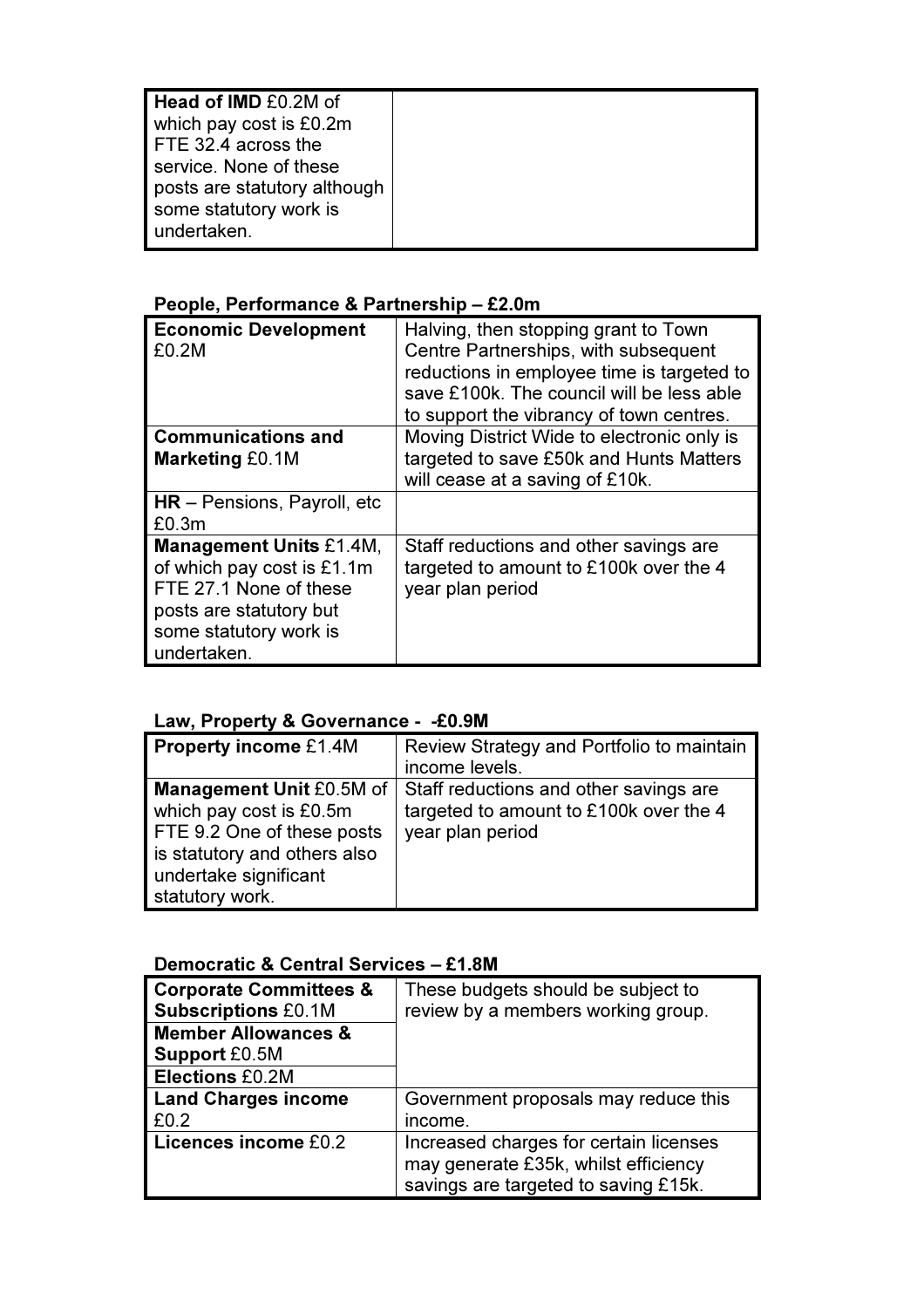| **Head of IMD** £0.2M of which pay cost is £0.2m FTE 32.4 across the service. None of these posts are statutory although some statutory work is undertaken. | |
|---|---|

**People, Performance & Partnership – £2.0m**

| | |
|---|---|
| **Economic Development** £0.2M | Halving, then stopping grant to Town Centre Partnerships, with subsequent reductions in employee time is targeted to save £100k. The council will be less able to support the vibrancy of town centres. |
| **Communications and Marketing** £0.1M | Moving District Wide to electronic only is targeted to save £50k and Hunts Matters will cease at a saving of £10k. |
| **HR** – Pensions, Payroll, etc £0.3m | |
| **Management Units** £1.4M, of which pay cost is £1.1m FTE 27.1 None of these posts are statutory but some statutory work is undertaken. | Staff reductions and other savings are targeted to amount to £100k over the 4 year plan period |

**Law, Property & Governance - -£0.9M**

| | |
|---|---|
| **Property income** £1.4M | Review Strategy and Portfolio to maintain income levels. |
| **Management Unit** £0.5M of which pay cost is £0.5m FTE 9.2 One of these posts is statutory and others also undertake significant statutory work. | Staff reductions and other savings are targeted to amount to £100k over the 4 year plan period |

**Democratic & Central Services – £1.8M**

| | |
|---|---|
| **Corporate Committees & Subscriptions** £0.1M | These budgets should be subject to review by a members working group. |
| **Member Allowances & Support** £0.5M | |
| **Elections** £0.2M | |
| **Land Charges income** £0.2 | Government proposals may reduce this income. |
| **Licences income** £0.2 | Increased charges for certain licenses may generate £35k, whilst efficiency savings are targeted to saving £15k. |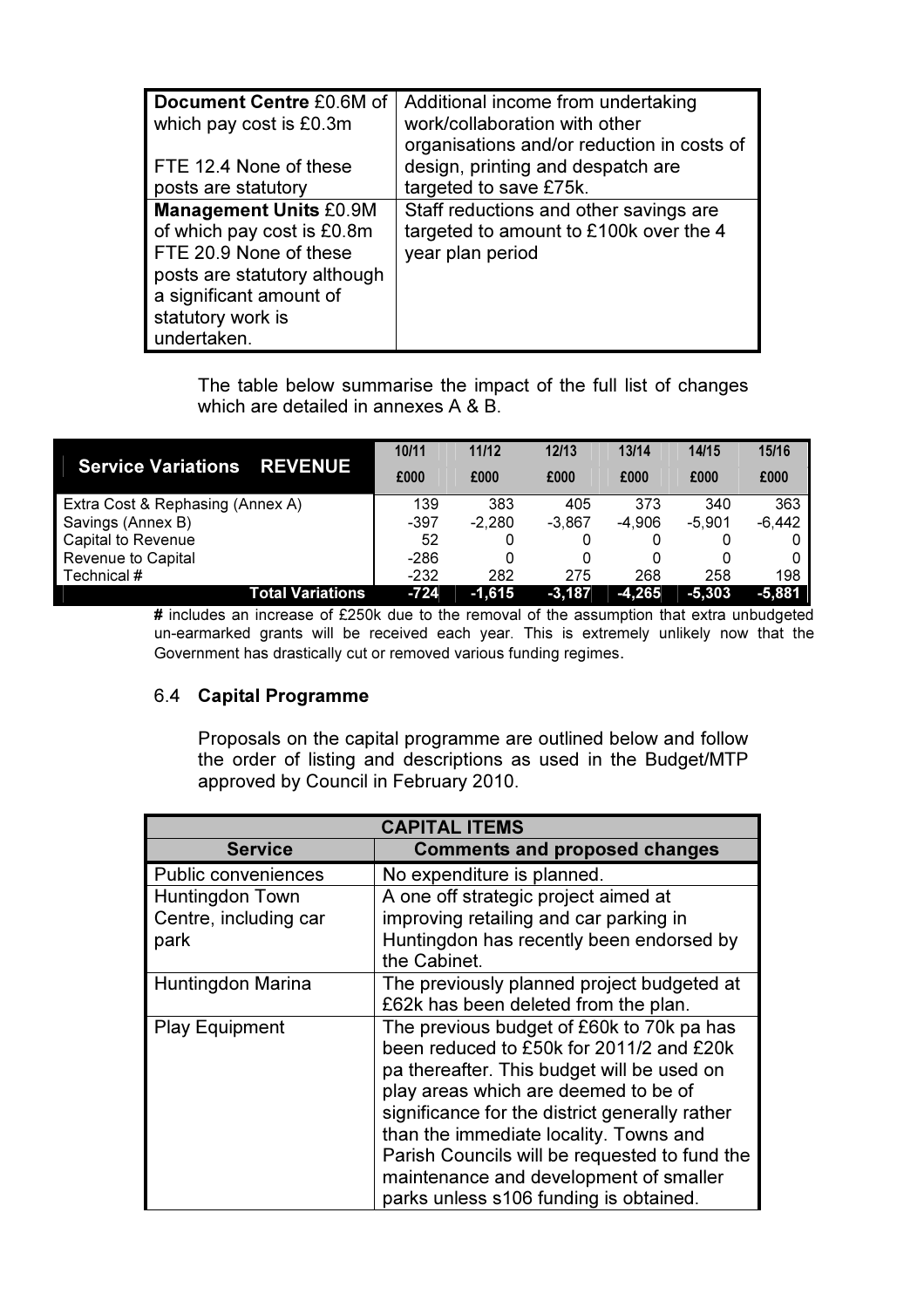| | |
|---|---|
| **Document Centre** £0.6M of which pay cost is £0.3m<br><br>FTE 12.4 None of these posts are statutory | Additional income from undertaking work/collaboration with other organisations and/or reduction in costs of design, printing and despatch are targeted to save £75k. |
| **Management Units** £0.9M of which pay cost is £0.8m FTE 20.9 None of these posts are statutory although a significant amount of statutory work is undertaken. | Staff reductions and other savings are targeted to amount to £100k over the 4 year plan period |

The table below summarise the impact of the full list of changes which are detailed in annexes A & B.

| Service Variations REVENUE | 10/11<br>£000 | 11/12<br>£000 | 12/13<br>£000 | 13/14<br>£000 | 14/15<br>£000 | 15/16<br>£000 |
|---|---|---|---|---|---|---|
| Extra Cost & Rephasing (Annex A) | 139 | 383 | 405 | 373 | 340 | 363 |
| Savings (Annex B) | -397 | -2,280 | -3,867 | -4,906 | -5,901 | -6,442 |
| Capital to Revenue | 52 | 0 | 0 | 0 | 0 | 0 |
| Revenue to Capital | -286 | 0 | 0 | 0 | 0 | 0 |
| Technical # | -232 | 282 | 275 | 268 | 258 | 198 |
| **Total Variations** | **-724** | **-1,615** | **-3,187** | **-4,265** | **-5,303** | **-5,881** |

**#** includes an increase of £250k due to the removal of the assumption that extra unbudgeted un-earmarked grants will be received each year. This is extremely unlikely now that the Government has drastically cut or removed various funding regimes.

### 6.4 Capital Programme

Proposals on the capital programme are outlined below and follow the order of listing and descriptions as used in the Budget/MTP approved by Council in February 2010.

| CAPITAL ITEMS | |
|---|---|
| **Service** | **Comments and proposed changes** |
| Public conveniences | No expenditure is planned. |
| Huntingdon Town Centre, including car park | A one off strategic project aimed at improving retailing and car parking in Huntingdon has recently been endorsed by the Cabinet. |
| Huntingdon Marina | The previously planned project budgeted at £62k has been deleted from the plan. |
| Play Equipment | The previous budget of £60k to 70k pa has been reduced to £50k for 2011/2 and £20k pa thereafter. This budget will be used on play areas which are deemed to be of significance for the district generally rather than the immediate locality. Towns and Parish Councils will be requested to fund the maintenance and development of smaller parks unless s106 funding is obtained. |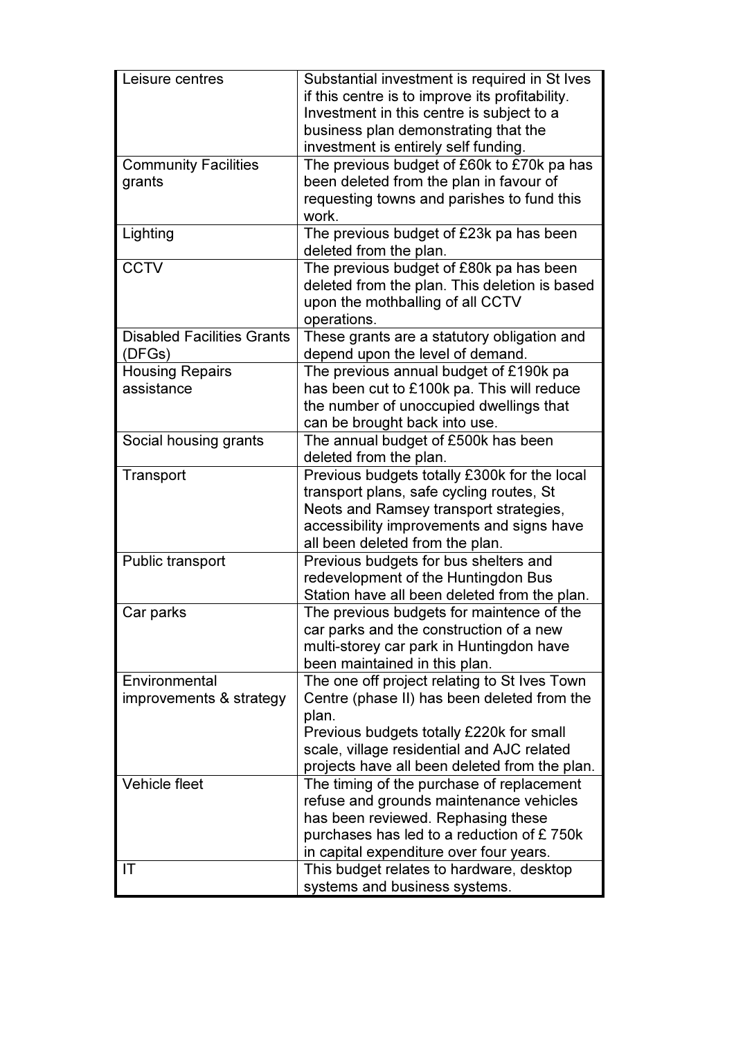| | |
|---|---|
| Leisure centres | Substantial investment is required in St Ives if this centre is to improve its profitability. Investment in this centre is subject to a business plan demonstrating that the investment is entirely self funding. |
| Community Facilities grants | The previous budget of £60k to £70k pa has been deleted from the plan in favour of requesting towns and parishes to fund this work. |
| Lighting | The previous budget of £23k pa has been deleted from the plan. |
| CCTV | The previous budget of £80k pa has been deleted from the plan. This deletion is based upon the mothballing of all CCTV operations. |
| Disabled Facilities Grants (DFGs) | These grants are a statutory obligation and depend upon the level of demand. |
| Housing Repairs assistance | The previous annual budget of £190k pa has been cut to £100k pa. This will reduce the number of unoccupied dwellings that can be brought back into use. |
| Social housing grants | The annual budget of £500k has been deleted from the plan. |
| Transport | Previous budgets totally £300k for the local transport plans, safe cycling routes, St Neots and Ramsey transport strategies, accessibility improvements and signs have all been deleted from the plan. |
| Public transport | Previous budgets for bus shelters and redevelopment of the Huntingdon Bus Station have all been deleted from the plan. |
| Car parks | The previous budgets for maintence of the car parks and the construction of a new multi-storey car park in Huntingdon have been maintained in this plan. |
| Environmental improvements & strategy | The one off project relating to St Ives Town Centre (phase II) has been deleted from the plan.<br>Previous budgets totally £220k for small scale, village residential and AJC related projects have all been deleted from the plan. |
| Vehicle fleet | The timing of the purchase of replacement refuse and grounds maintenance vehicles has been reviewed. Rephasing these purchases has led to a reduction of £ 750k in capital expenditure over four years. |
| IT | This budget relates to hardware, desktop systems and business systems. |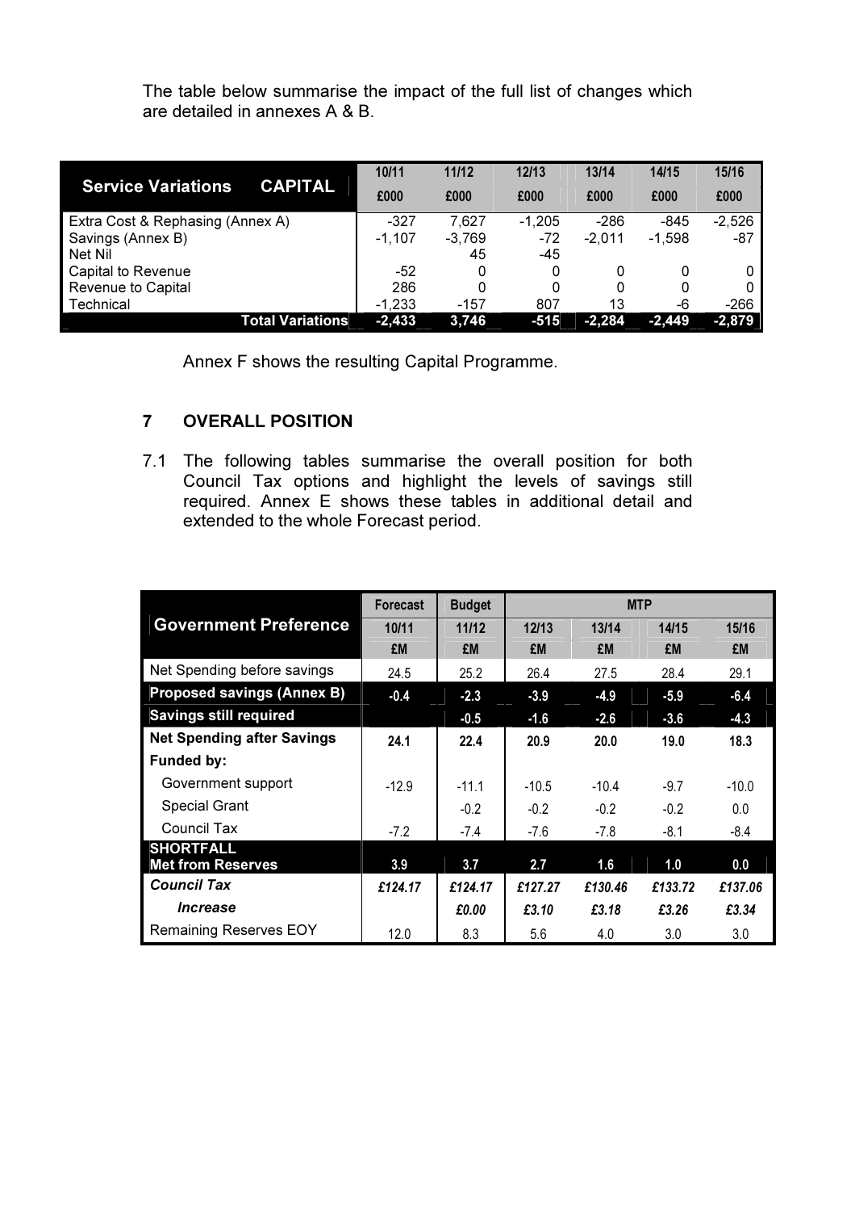The table below summarise the impact of the full list of changes which are detailed in annexes A & B.

| Service Variations CAPITAL | 10/11 £000 | 11/12 £000 | 12/13 £000 | 13/14 £000 | 14/15 £000 | 15/16 £000 |
|---|---|---|---|---|---|---|
| Extra Cost & Rephasing (Annex A) | -327 | 7,627 | -1,205 | -286 | -845 | -2,526 |
| Savings (Annex B) | -1,107 | -3,769 | -72 | -2,011 | -1,598 | -87 |
| Net Nil | | 45 | -45 | | | |
| Capital to Revenue | -52 | 0 | 0 | 0 | 0 | 0 |
| Revenue to Capital | 286 | 0 | 0 | 0 | 0 | 0 |
| Technical | -1,233 | -157 | 807 | 13 | -6 | -266 |
| **Total Variations** | **-2,433** | **3,746** | **-515** | **-2,284** | **-2,449** | **-2,879** |

Annex F shows the resulting Capital Programme.

## 7 OVERALL POSITION

7.1 The following tables summarise the overall position for both Council Tax options and highlight the levels of savings still required. Annex E shows these tables in additional detail and extended to the whole Forecast period.

| Government Preference | Forecast | Budget | MTP | | | |
|---|---|---|---|---|---|---|
| | 10/11 | 11/12 | 12/13 | 13/14 | 14/15 | 15/16 |
| | £M | £M | £M | £M | £M | £M |
| Net Spending before savings | 24.5 | 25.2 | 26.4 | 27.5 | 28.4 | 29.1 |
| **Proposed savings (Annex B)** | **-0.4** | **-2.3** | **-3.9** | **-4.9** | **-5.9** | **-6.4** |
| **Savings still required** | | **-0.5** | **-1.6** | **-2.6** | **-3.6** | **-4.3** |
| **Net Spending after Savings** | **24.1** | **22.4** | **20.9** | **20.0** | **19.0** | **18.3** |
| **Funded by:** | | | | | | |
| Government support | -12.9 | -11.1 | -10.5 | -10.4 | -9.7 | -10.0 |
| Special Grant | | -0.2 | -0.2 | -0.2 | -0.2 | 0.0 |
| Council Tax | -7.2 | -7.4 | -7.6 | -7.8 | -8.1 | -8.4 |
| **SHORTFALL Met from Reserves** | **3.9** | **3.7** | **2.7** | **1.6** | **1.0** | **0.0** |
| ***Council Tax*** | ***£124.17*** | ***£124.17*** | ***£127.27*** | ***£130.46*** | ***£133.72*** | ***£137.06*** |
| ***Increase*** | | ***£0.00*** | ***£3.10*** | ***£3.18*** | ***£3.26*** | ***£3.34*** |
| Remaining Reserves EOY | 12.0 | 8.3 | 5.6 | 4.0 | 3.0 | 3.0 |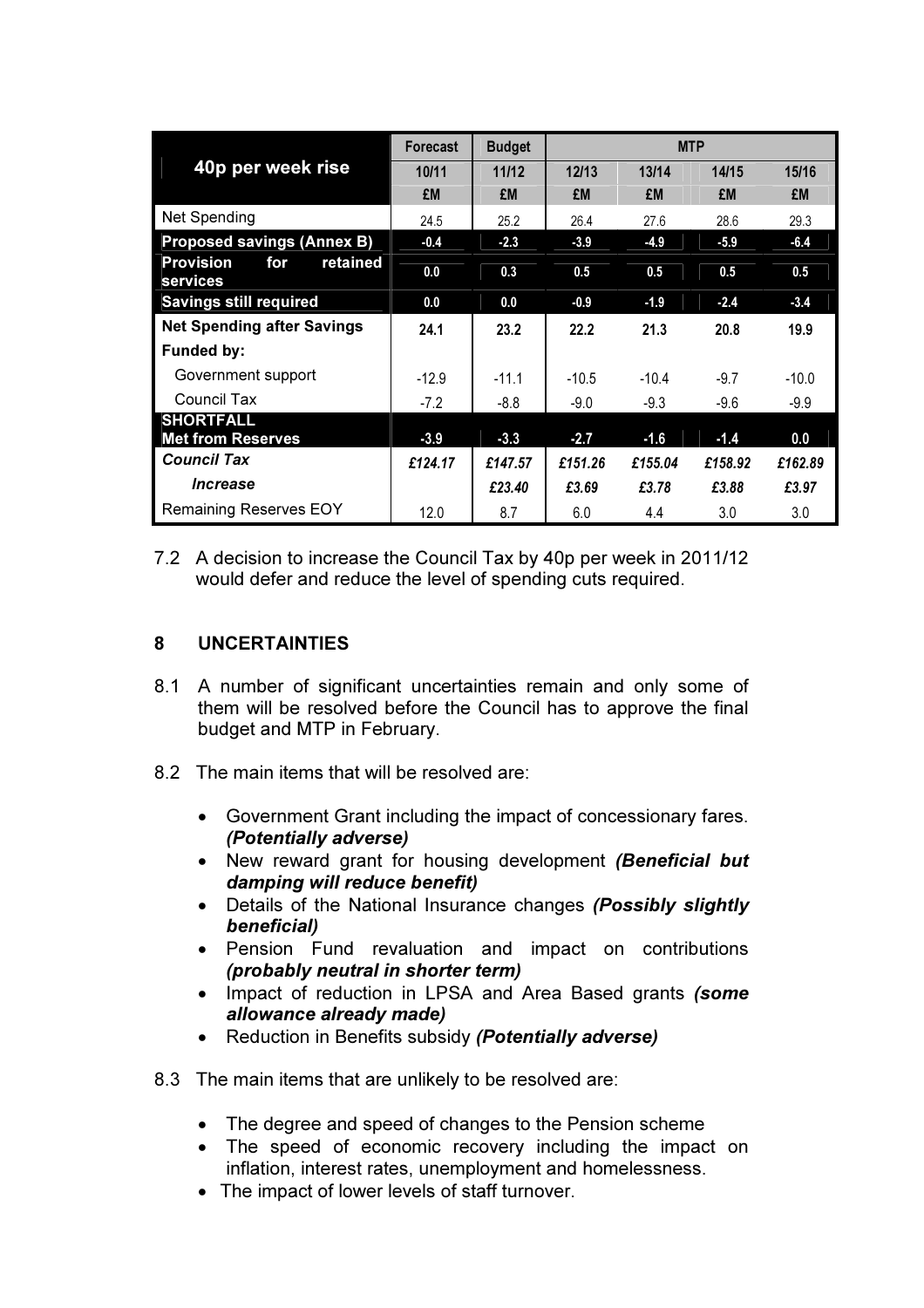| 40p per week rise | Forecast | Budget | MTP | | | |
|---|---|---|---|---|---|---|
| | 10/11 | 11/12 | 12/13 | 13/14 | 14/15 | 15/16 |
| | £M | £M | £M | £M | £M | £M |
| Net Spending | 24.5 | 25.2 | 26.4 | 27.6 | 28.6 | 29.3 |
| **Proposed savings (Annex B)** | **-0.4** | **-2.3** | **-3.9** | **-4.9** | **-5.9** | **-6.4** |
| **Provision for retained services** | **0.0** | **0.3** | **0.5** | **0.5** | **0.5** | **0.5** |
| **Savings still required** | **0.0** | **0.0** | **-0.9** | **-1.9** | **-2.4** | **-3.4** |
| **Net Spending after Savings** | **24.1** | **23.2** | **22.2** | **21.3** | **20.8** | **19.9** |
| **Funded by:** | | | | | | |
| Government support | -12.9 | -11.1 | -10.5 | -10.4 | -9.7 | -10.0 |
| Council Tax | -7.2 | -8.8 | -9.0 | -9.3 | -9.6 | -9.9 |
| **SHORTFALL Met from Reserves** | **-3.9** | **-3.3** | **-2.7** | **-1.6** | **-1.4** | **0.0** |
| ***Council Tax*** | ***£124.17*** | ***£147.57*** | ***£151.26*** | ***£155.04*** | ***£158.92*** | ***£162.89*** |
| ***Increase*** | | ***£23.40*** | ***£3.69*** | ***£3.78*** | ***£3.88*** | ***£3.97*** |
| Remaining Reserves EOY | 12.0 | 8.7 | 6.0 | 4.4 | 3.0 | 3.0 |

7.2 A decision to increase the Council Tax by 40p per week in 2011/12 would defer and reduce the level of spending cuts required.

## 8 UNCERTAINTIES

8.1 A number of significant uncertainties remain and only some of them will be resolved before the Council has to approve the final budget and MTP in February.

8.2 The main items that will be resolved are:

- Government Grant including the impact of concessionary fares. ***(Potentially adverse)***
- New reward grant for housing development ***(Beneficial but damping will reduce benefit)***
- Details of the National Insurance changes ***(Possibly slightly beneficial)***
- Pension Fund revaluation and impact on contributions ***(probably neutral in shorter term)***
- Impact of reduction in LPSA and Area Based grants ***(some allowance already made)***
- Reduction in Benefits subsidy ***(Potentially adverse)***

8.3 The main items that are unlikely to be resolved are:

- The degree and speed of changes to the Pension scheme
- The speed of economic recovery including the impact on inflation, interest rates, unemployment and homelessness.
- The impact of lower levels of staff turnover.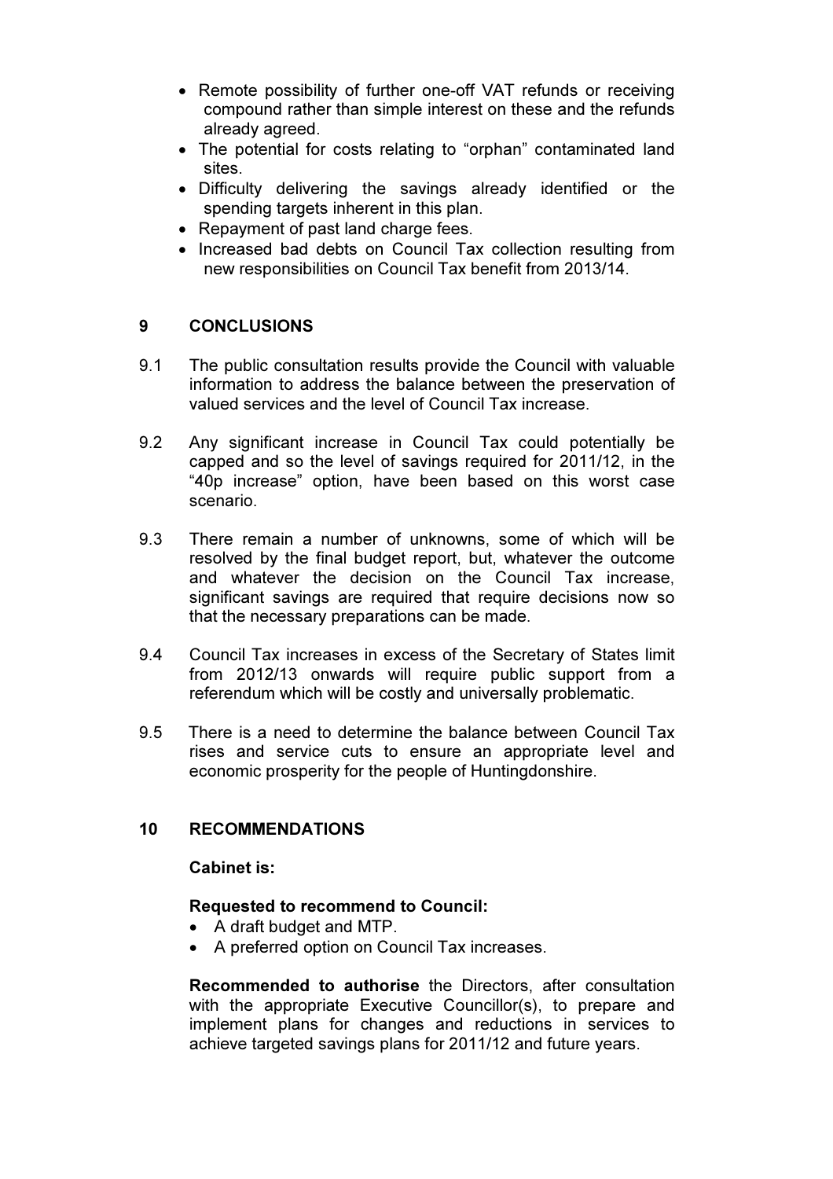- Remote possibility of further one-off VAT refunds or receiving compound rather than simple interest on these and the refunds already agreed.
- The potential for costs relating to "orphan" contaminated land sites.
- Difficulty delivering the savings already identified or the spending targets inherent in this plan.
- Repayment of past land charge fees.
- Increased bad debts on Council Tax collection resulting from new responsibilities on Council Tax benefit from 2013/14.

## 9 CONCLUSIONS

9.1 The public consultation results provide the Council with valuable information to address the balance between the preservation of valued services and the level of Council Tax increase.

9.2 Any significant increase in Council Tax could potentially be capped and so the level of savings required for 2011/12, in the "40p increase" option, have been based on this worst case scenario.

9.3 There remain a number of unknowns, some of which will be resolved by the final budget report, but, whatever the outcome and whatever the decision on the Council Tax increase, significant savings are required that require decisions now so that the necessary preparations can be made.

9.4 Council Tax increases in excess of the Secretary of States limit from 2012/13 onwards will require public support from a referendum which will be costly and universally problematic.

9.5 There is a need to determine the balance between Council Tax rises and service cuts to ensure an appropriate level and economic prosperity for the people of Huntingdonshire.

## 10 RECOMMENDATIONS

**Cabinet is:**

**Requested to recommend to Council:**

- A draft budget and MTP.
- A preferred option on Council Tax increases.

**Recommended to authorise** the Directors, after consultation with the appropriate Executive Councillor(s), to prepare and implement plans for changes and reductions in services to achieve targeted savings plans for 2011/12 and future years.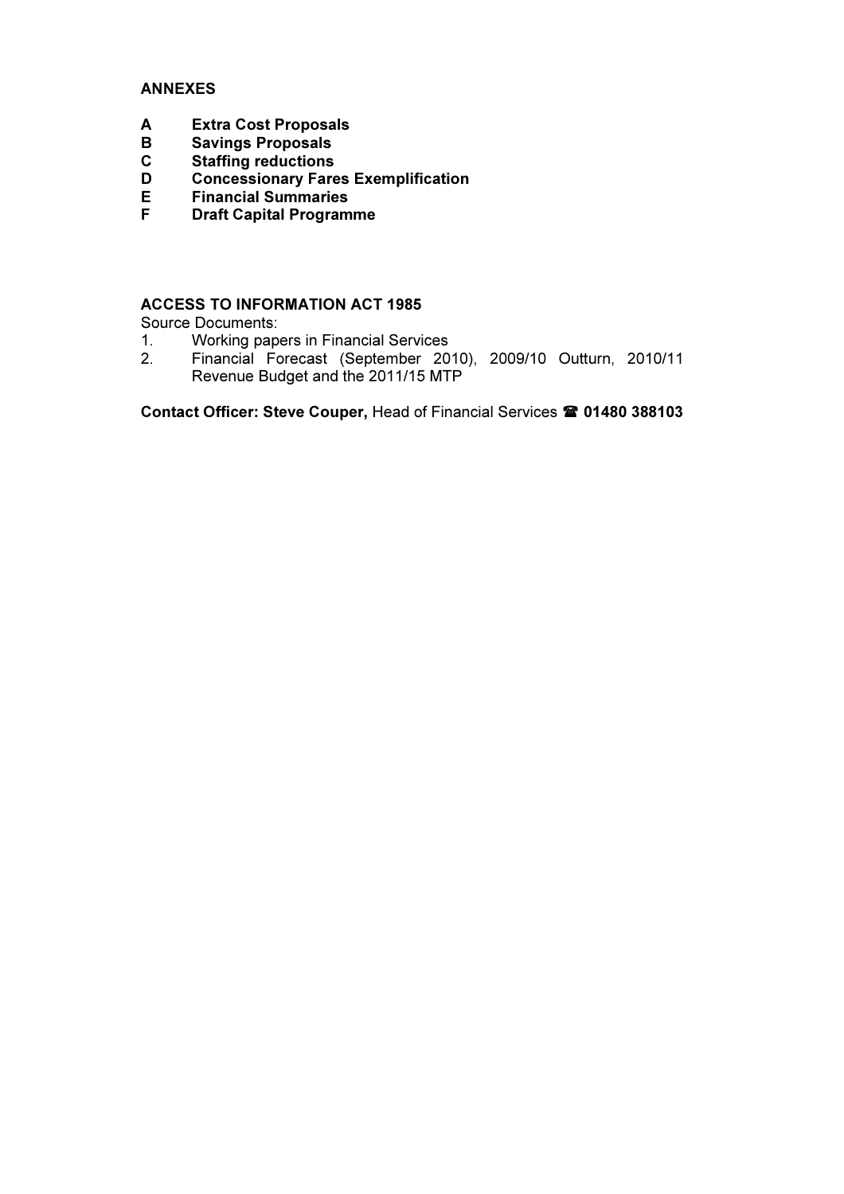**ANNEXES**

**A Extra Cost Proposals**
**B Savings Proposals**
**C Staffing reductions**
**D Concessionary Fares Exemplification**
**E Financial Summaries**
**F Draft Capital Programme**

**ACCESS TO INFORMATION ACT 1985**

Source Documents:

1. Working papers in Financial Services
2. Financial Forecast (September 2010), 2009/10 Outturn, 2010/11 Revenue Budget and the 2011/15 MTP

**Contact Officer: Steve Couper,** Head of Financial Services ☎ **01480 388103**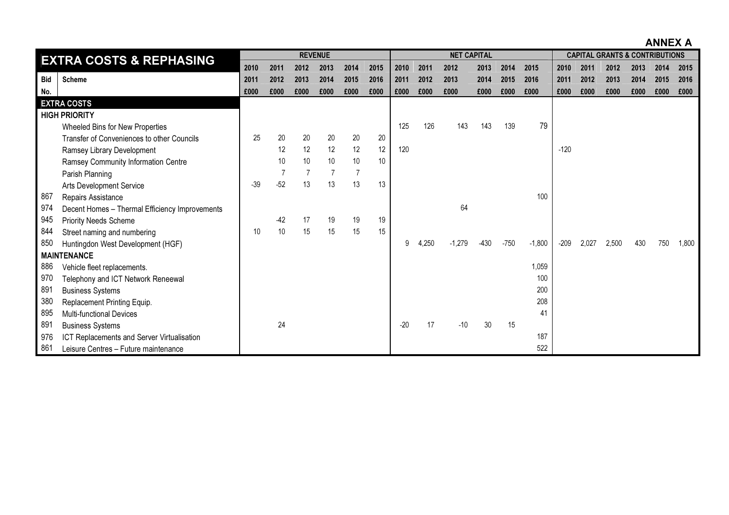**ANNEX A**

| EXTRA COSTS & REPHASING | | REVENUE | | | | | | NET CAPITAL | | | | | | CAPITAL GRANTS & CONTRIBUTIONS | | | | | |
|---|---|---|---|---|---|---|---|---|---|---|---|---|---|---|---|---|---|---|---|
| | | 2010 | 2011 | 2012 | 2013 | 2014 | 2015 | 2010 | 2011 | 2012 | 2013 | 2014 | 2015 | 2010 | 2011 | 2012 | 2013 | 2014 | 2015 |
| **Bid** | **Scheme** | 2011 | 2012 | 2013 | 2014 | 2015 | 2016 | 2011 | 2012 | 2013 | 2014 | 2015 | 2016 | 2011 | 2012 | 2013 | 2014 | 2015 | 2016 |
| **No.** | | £000 | £000 | £000 | £000 | £000 | £000 | £000 | £000 | £000 | £000 | £000 | £000 | £000 | £000 | £000 | £000 | £000 | £000 |
| **EXTRA COSTS** | | | | | | | | | | | | | | | | | | | |
| **HIGH PRIORITY** | | | | | | | | | | | | | | | | | | | |
| | Wheeled Bins for New Properties | | | | | | | 125 | 126 | 143 | 143 | 139 | 79 | | | | | | |
| | Transfer of Conveniences to other Councils | 25 | 20 | 20 | 20 | 20 | 20 | | | | | | | | | | | | |
| | Ramsey Library Development | | 12 | 12 | 12 | 12 | 12 | 120 | | | | | | -120 | | | | | |
| | Ramsey Community Information Centre | | 10 | 10 | 10 | 10 | 10 | | | | | | | | | | | | |
| | Parish Planning | | 7 | 7 | 7 | 7 | | | | | | | | | | | | | |
| | Arts Development Service | -39 | -52 | 13 | 13 | 13 | 13 | | | | | | | | | | | | |
| 867 | Repairs Assistance | | | | | | | | | | | | 100 | | | | | | |
| 974 | Decent Homes – Thermal Efficiency Improvements | | | | | | | | | 64 | | | | | | | | | |
| 945 | Priority Needs Scheme | | -42 | 17 | 19 | 19 | 19 | | | | | | | | | | | | |
| 844 | Street naming and numbering | 10 | 10 | 15 | 15 | 15 | 15 | | | | | | | | | | | | |
| 850 | Huntingdon West Development (HGF) | | | | | | | 9 | 4,250 | -1,279 | -430 | -750 | -1,800 | -209 | 2,027 | 2,500 | 430 | 750 | 1,800 |
| **MAINTENANCE** | | | | | | | | | | | | | | | | | | | |
| 886 | Vehicle fleet replacements. | | | | | | | | | | | | 1,059 | | | | | | |
| 970 | Telephony and ICT Network Reneewal | | | | | | | | | | | | 100 | | | | | | |
| 891 | Business Systems | | | | | | | | | | | | 200 | | | | | | |
| 380 | Replacement Printing Equip. | | | | | | | | | | | | 208 | | | | | | |
| 895 | Multi-functional Devices | | | | | | | | | | | | 41 | | | | | | |
| 891 | Business Systems | | 24 | | | | | -20 | 17 | -10 | 30 | 15 | | | | | | | |
| 976 | ICT Replacements and Server Virtualisation | | | | | | | | | | | | 187 | | | | | | |
| 861 | Leisure Centres – Future maintenance | | | | | | | | | | | | 522 | | | | | | |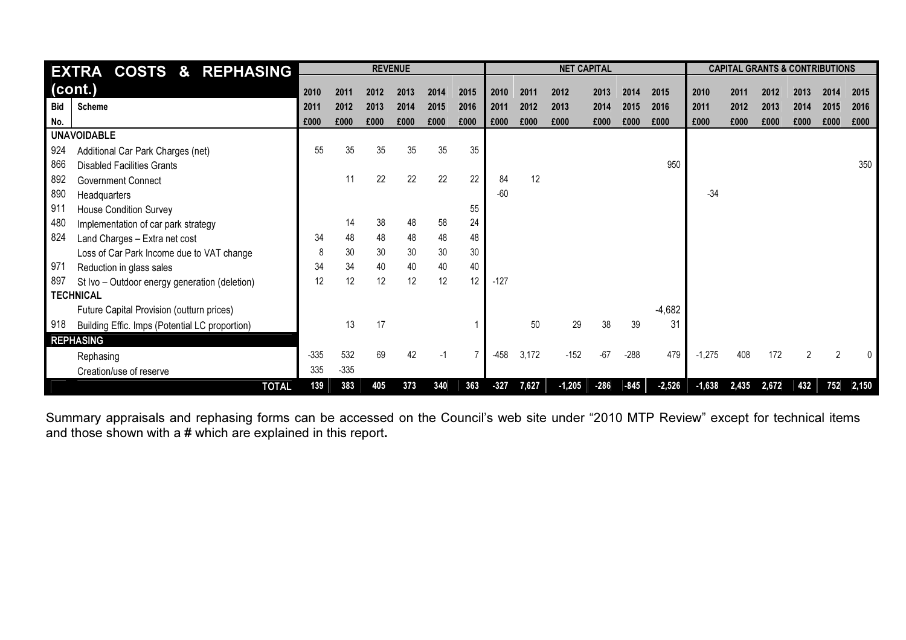| EXTRA COSTS & REPHASING (cont.) | | REVENUE | | | | | | NET CAPITAL | | | | | | CAPITAL GRANTS & CONTRIBUTIONS | | | | | |
|---|---|---|---|---|---|---|---|---|---|---|---|---|---|---|---|---|---|---|---|
| Bid No. | Scheme | 2010 2011 £000 | 2011 2012 £000 | 2012 2013 £000 | 2013 2014 £000 | 2014 2015 £000 | 2015 2016 £000 | 2010 2011 £000 | 2011 2012 £000 | 2012 2013 £000 | 2013 2014 £000 | 2014 2015 £000 | 2015 2016 £000 | 2010 2011 £000 | 2011 2012 £000 | 2012 2013 £000 | 2013 2014 £000 | 2014 2015 £000 | 2015 2016 £000 |
| **UNAVOIDABLE** | | | | | | | | | | | | | | | | | | | |
| 924 | Additional Car Park Charges (net) | 55 | 35 | 35 | 35 | 35 | 35 | | | | | | | | | | | | |
| 866 | Disabled Facilities Grants | | | | | | | | | | | | 950 | | | | | | 350 |
| 892 | Government Connect | | 11 | 22 | 22 | 22 | 22 | 84 | 12 | | | | | | | | | | |
| 890 | Headquarters | | | | | | | -60 | | | | | | -34 | | | | | |
| 911 | House Condition Survey | | | | | | 55 | | | | | | | | | | | | |
| 480 | Implementation of car park strategy | | 14 | 38 | 48 | 58 | 24 | | | | | | | | | | | | |
| 824 | Land Charges – Extra net cost | 34 | 48 | 48 | 48 | 48 | 48 | | | | | | | | | | | | |
| | Loss of Car Park Income due to VAT change | 8 | 30 | 30 | 30 | 30 | 30 | | | | | | | | | | | | |
| 971 | Reduction in glass sales | 34 | 34 | 40 | 40 | 40 | 40 | | | | | | | | | | | | |
| 897 | St Ivo – Outdoor energy generation (deletion) | 12 | 12 | 12 | 12 | 12 | 12 | -127 | | | | | | | | | | | |
| **TECHNICAL** | | | | | | | | | | | | | | | | | | | |
| | Future Capital Provision (outturn prices) | | | | | | | | | | | | -4,682 | | | | | | |
| 918 | Building Effic. Imps (Potential LC proportion) | | 13 | 17 | | | 1 | | 50 | 29 | 38 | 39 | 31 | | | | | | |
| **REPHASING** | | | | | | | | | | | | | | | | | | | |
| | Rephasing | -335 | 532 | 69 | 42 | -1 | 7 | -458 | 3,172 | -152 | -67 | -288 | 479 | -1,275 | 408 | 172 | 2 | 2 | 0 |
| | Creation/use of reserve | 335 | -335 | | | | | | | | | | | | | | | | |
| | **TOTAL** | **139** | **383** | **405** | **373** | **340** | **363** | **-327** | **7,627** | **-1,205** | **-286** | **-845** | **-2,526** | **-1,638** | **2,435** | **2,672** | **432** | **752** | **2,150** |

Summary appraisals and rephasing forms can be accessed on the Council's web site under "2010 MTP Review" except for technical items and those shown with a **#** which are explained in this report**.**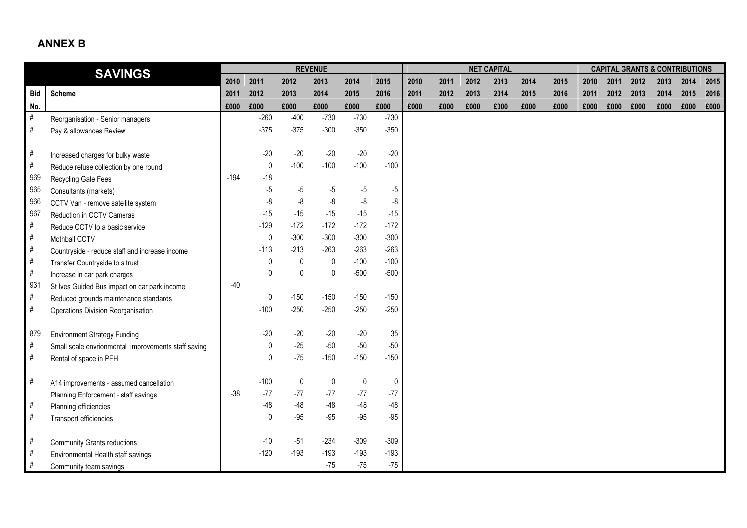## ANNEX B

| SAVINGS | | REVENUE | | | | | | NET CAPITAL | | | | | | CAPITAL GRANTS & CONTRIBUTIONS | | | | | |
|---|---|---|---|---|---|---|---|---|---|---|---|---|---|---|---|---|---|---|---|
| | | 2010 | 2011 | 2012 | 2013 | 2014 | 2015 | 2010 | 2011 | 2012 | 2013 | 2014 | 2015 | 2010 | 2011 | 2012 | 2013 | 2014 | 2015 |
| Bid | Scheme | 2011 | 2012 | 2013 | 2014 | 2015 | 2016 | 2011 | 2012 | 2013 | 2014 | 2015 | 2016 | 2011 | 2012 | 2013 | 2014 | 2015 | 2016 |
| No. | | £000 | £000 | £000 | £000 | £000 | £000 | £000 | £000 | £000 | £000 | £000 | £000 | £000 | £000 | £000 | £000 | £000 | £000 |
| # | Reorganisation - Senior managers | | -260 | -400 | -730 | -730 | -730 | | | | | | | | | | | | |
| # | Pay & allowances Review | | -375 | -375 | -300 | -350 | -350 | | | | | | | | | | | | |
| # | Increased charges for bulky waste | | -20 | -20 | -20 | -20 | -20 | | | | | | | | | | | | |
| # | Reduce refuse collection by one round | | 0 | -100 | -100 | -100 | -100 | | | | | | | | | | | | |
| 969 | Recycling Gate Fees | -194 | -18 | | | | | | | | | | | | | | | | |
| 965 | Consultants (markets) | | -5 | -5 | -5 | -5 | -5 | | | | | | | | | | | | |
| 966 | CCTV Van - remove satellite system | | -8 | -8 | -8 | -8 | -8 | | | | | | | | | | | | |
| 967 | Reduction in CCTV Cameras | | -15 | -15 | -15 | -15 | -15 | | | | | | | | | | | | |
| # | Reduce CCTV to a basic service | | -129 | -172 | -172 | -172 | -172 | | | | | | | | | | | | |
| # | Mothball CCTV | | 0 | -300 | -300 | -300 | -300 | | | | | | | | | | | | |
| # | Countryside - reduce staff and increase income | | -113 | -213 | -263 | -263 | -263 | | | | | | | | | | | | |
| # | Transfer Countryside to a trust | | 0 | 0 | 0 | -100 | -100 | | | | | | | | | | | | |
| # | Increase in car park charges | | 0 | 0 | 0 | -500 | -500 | | | | | | | | | | | | |
| 931 | St Ives Guided Bus impact on car park income | -40 | | | | | | | | | | | | | | | | | |
| # | Reduced grounds maintenance standards | | 0 | -150 | -150 | -150 | -150 | | | | | | | | | | | | |
| # | Operations Division Reorganisation | | -100 | -250 | -250 | -250 | -250 | | | | | | | | | | | | |
| 879 | Environment Strategy Funding | | -20 | -20 | -20 | -20 | 35 | | | | | | | | | | | | |
| # | Small scale envrionmental improvements staff saving | | 0 | -25 | -50 | -50 | -50 | | | | | | | | | | | | |
| # | Rental of space in PFH | | 0 | -75 | -150 | -150 | -150 | | | | | | | | | | | | |
| # | A14 improvements - assumed cancellation | | -100 | 0 | 0 | 0 | 0 | | | | | | | | | | | | |
| | Planning Enforcement - staff savings | -38 | -77 | -77 | -77 | -77 | -77 | | | | | | | | | | | | |
| # | Planning efficiencies | | -48 | -48 | -48 | -48 | -48 | | | | | | | | | | | | |
| # | Transport efficiencies | | 0 | -95 | -95 | -95 | -95 | | | | | | | | | | | | |
| # | Community Grants reductions | | -10 | -51 | -234 | -309 | -309 | | | | | | | | | | | | |
| # | Environmental Health staff savings | | -120 | -193 | -193 | -193 | -193 | | | | | | | | | | | | |
| # | Community team savings | | | | -75 | -75 | -75 | | | | | | | | | | | | |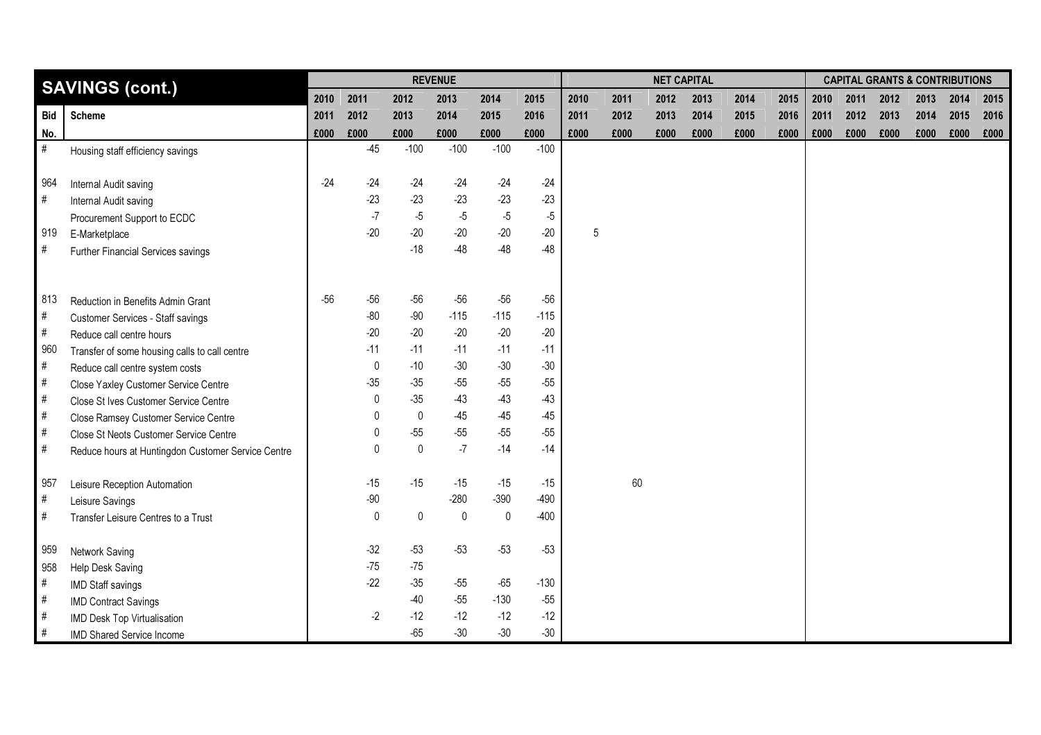| SAVINGS (cont.) | | REVENUE | | | | | | NET CAPITAL | | | | | | CAPITAL GRANTS & CONTRIBUTIONS | | | | | |
|---|---|---|---|---|---|---|---|---|---|---|---|---|---|---|---|---|---|---|---|
| | | 2010 | 2011 | 2012 | 2013 | 2014 | 2015 | 2010 | 2011 | 2012 | 2013 | 2014 | 2015 | 2010 | 2011 | 2012 | 2013 | 2014 | 2015 |
| Bid | Scheme | 2011 | 2012 | 2013 | 2014 | 2015 | 2016 | 2011 | 2012 | 2013 | 2014 | 2015 | 2016 | 2011 | 2012 | 2013 | 2014 | 2015 | 2016 |
| No. | | £000 | £000 | £000 | £000 | £000 | £000 | £000 | £000 | £000 | £000 | £000 | £000 | £000 | £000 | £000 | £000 | £000 | £000 |
| # | Housing staff efficiency savings | | -45 | -100 | -100 | -100 | -100 | | | | | | | | | | | | |
| 964 | Internal Audit saving | -24 | -24 | -24 | -24 | -24 | -24 | | | | | | | | | | | | |
| # | Internal Audit saving | | -23 | -23 | -23 | -23 | -23 | | | | | | | | | | | | |
| | Procurement Support to ECDC | | -7 | -5 | -5 | -5 | -5 | | | | | | | | | | | | |
| 919 | E-Marketplace | | -20 | -20 | -20 | -20 | -20 | 5 | | | | | | | | | | | |
| # | Further Financial Services savings | | | -18 | -48 | -48 | -48 | | | | | | | | | | | | |
| 813 | Reduction in Benefits Admin Grant | -56 | -56 | -56 | -56 | -56 | -56 | | | | | | | | | | | | |
| # | Customer Services - Staff savings | | -80 | -90 | -115 | -115 | -115 | | | | | | | | | | | | |
| # | Reduce call centre hours | | -20 | -20 | -20 | -20 | -20 | | | | | | | | | | | | |
| 960 | Transfer of some housing calls to call centre | | -11 | -11 | -11 | -11 | -11 | | | | | | | | | | | | |
| # | Reduce call centre system costs | | 0 | -10 | -30 | -30 | -30 | | | | | | | | | | | | |
| # | Close Yaxley Customer Service Centre | | -35 | -35 | -55 | -55 | -55 | | | | | | | | | | | | |
| # | Close St Ives Customer Service Centre | | 0 | -35 | -43 | -43 | -43 | | | | | | | | | | | | |
| # | Close Ramsey Customer Service Centre | | 0 | 0 | -45 | -45 | -45 | | | | | | | | | | | | |
| # | Close St Neots Customer Service Centre | | 0 | -55 | -55 | -55 | -55 | | | | | | | | | | | | |
| # | Reduce hours at Huntingdon Customer Service Centre | | 0 | 0 | -7 | -14 | -14 | | | | | | | | | | | | |
| 957 | Leisure Reception Automation | | -15 | -15 | -15 | -15 | -15 | | 60 | | | | | | | | | | |
| # | Leisure Savings | | -90 | | -280 | -390 | -490 | | | | | | | | | | | | |
| # | Transfer Leisure Centres to a Trust | | 0 | 0 | 0 | 0 | -400 | | | | | | | | | | | | |
| 959 | Network Saving | | -32 | -53 | -53 | -53 | -53 | | | | | | | | | | | | |
| 958 | Help Desk Saving | | -75 | -75 | | | | | | | | | | | | | | | |
| # | IMD Staff savings | | -22 | -35 | -55 | -65 | -130 | | | | | | | | | | | | |
| # | IMD Contract Savings | | | -40 | -55 | -130 | -55 | | | | | | | | | | | | |
| # | IMD Desk Top Virtualisation | | -2 | -12 | -12 | -12 | -12 | | | | | | | | | | | | |
| # | IMD Shared Service Income | | | -65 | -30 | -30 | -30 | | | | | | | | | | | | |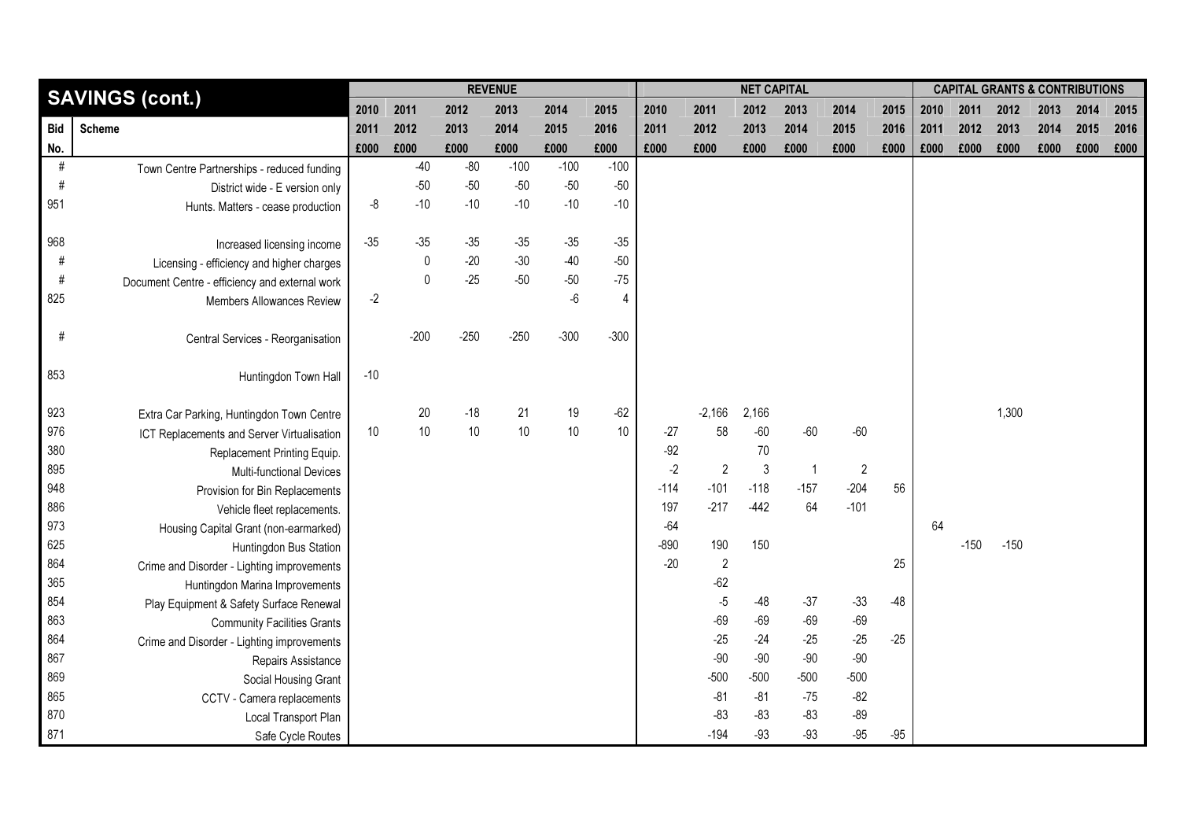| SAVINGS (cont.) | | REVENUE | | | | | | NET CAPITAL | | | | | | CAPITAL GRANTS & CONTRIBUTIONS | | | | | |
|---|---|---|---|---|---|---|---|---|---|---|---|---|---|---|---|---|---|---|---|
| | | 2010 | 2011 | 2012 | 2013 | 2014 | 2015 | 2010 | 2011 | 2012 | 2013 | 2014 | 2015 | 2010 | 2011 | 2012 | 2013 | 2014 | 2015 |
| Bid | Scheme | 2011 | 2012 | 2013 | 2014 | 2015 | 2016 | 2011 | 2012 | 2013 | 2014 | 2015 | 2016 | 2011 | 2012 | 2013 | 2014 | 2015 | 2016 |
| No. | | £000 | £000 | £000 | £000 | £000 | £000 | £000 | £000 | £000 | £000 | £000 | £000 | £000 | £000 | £000 | £000 | £000 | £000 |
| # | Town Centre Partnerships - reduced funding | | -40 | -80 | -100 | -100 | -100 | | | | | | | | | | | | |
| # | District wide - E version only | | -50 | -50 | -50 | -50 | -50 | | | | | | | | | | | | |
| 951 | Hunts. Matters - cease production | -8 | -10 | -10 | -10 | -10 | -10 | | | | | | | | | | | | |
| 968 | Increased licensing income | -35 | -35 | -35 | -35 | -35 | -35 | | | | | | | | | | | | |
| # | Licensing - efficiency and higher charges | | 0 | -20 | -30 | -40 | -50 | | | | | | | | | | | | |
| # | Document Centre - efficiency and external work | | 0 | -25 | -50 | -50 | -75 | | | | | | | | | | | | |
| 825 | Members Allowances Review | -2 | | | | -6 | 4 | | | | | | | | | | | | |
| # | Central Services - Reorganisation | | -200 | -250 | -250 | -300 | -300 | | | | | | | | | | | | |
| 853 | Huntingdon Town Hall | -10 | | | | | | | | | | | | | | | | | |
| 923 | Extra Car Parking, Huntingdon Town Centre | | 20 | -18 | 21 | 19 | -62 | | -2,166 | 2,166 | | | | | | 1,300 | | | |
| 976 | ICT Replacements and Server Virtualisation | 10 | 10 | 10 | 10 | 10 | 10 | -27 | 58 | -60 | -60 | -60 | | | | | | | |
| 380 | Replacement Printing Equip. | | | | | | | -92 | | 70 | | | | | | | | | |
| 895 | Multi-functional Devices | | | | | | | -2 | 2 | 3 | 1 | 2 | | | | | | | |
| 948 | Provision for Bin Replacements | | | | | | | -114 | -101 | -118 | -157 | -204 | 56 | | | | | | |
| 886 | Vehicle fleet replacements. | | | | | | | 197 | -217 | -442 | 64 | -101 | | | | | | | |
| 973 | Housing Capital Grant (non-earmarked) | | | | | | | -64 | | | | | | 64 | | | | | |
| 625 | Huntingdon Bus Station | | | | | | | -890 | 190 | 150 | | | | | -150 | -150 | | | |
| 864 | Crime and Disorder - Lighting improvements | | | | | | | -20 | 2 | | | | 25 | | | | | | |
| 365 | Huntingdon Marina Improvements | | | | | | | | -62 | | | | | | | | | | |
| 854 | Play Equipment & Safety Surface Renewal | | | | | | | | -5 | -48 | -37 | -33 | -48 | | | | | | |
| 863 | Community Facilities Grants | | | | | | | | -69 | -69 | -69 | -69 | | | | | | | |
| 864 | Crime and Disorder - Lighting improvements | | | | | | | | -25 | -24 | -25 | -25 | -25 | | | | | | |
| 867 | Repairs Assistance | | | | | | | | -90 | -90 | -90 | -90 | | | | | | | |
| 869 | Social Housing Grant | | | | | | | | -500 | -500 | -500 | -500 | | | | | | | |
| 865 | CCTV - Camera replacements | | | | | | | | -81 | -81 | -75 | -82 | | | | | | | |
| 870 | Local Transport Plan | | | | | | | | -83 | -83 | -83 | -89 | | | | | | | |
| 871 | Safe Cycle Routes | | | | | | | | -194 | -93 | -93 | -95 | -95 | | | | | | |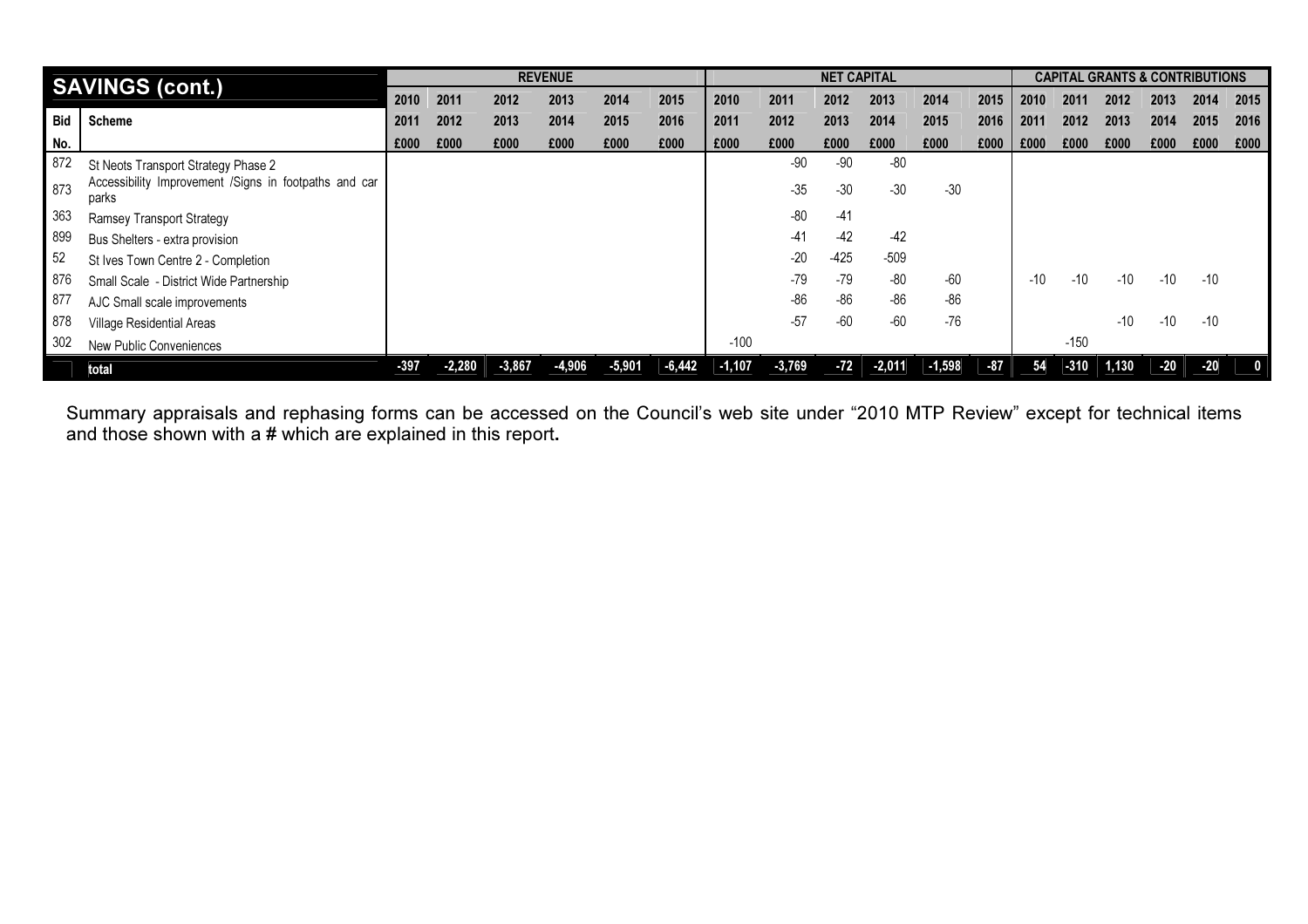| SAVINGS (cont.) | | REVENUE | | | | | | NET CAPITAL | | | | | | CAPITAL GRANTS & CONTRIBUTIONS | | | | | |
|---|---|---|---|---|---|---|---|---|---|---|---|---|---|---|---|---|---|---|---|
| | | 2010 | 2011 | 2012 | 2013 | 2014 | 2015 | 2010 | 2011 | 2012 | 2013 | 2014 | 2015 | 2010 | 2011 | 2012 | 2013 | 2014 | 2015 |
| Bid | Scheme | 2011 | 2012 | 2013 | 2014 | 2015 | 2016 | 2011 | 2012 | 2013 | 2014 | 2015 | 2016 | 2011 | 2012 | 2013 | 2014 | 2015 | 2016 |
| No. | | £000 | £000 | £000 | £000 | £000 | £000 | £000 | £000 | £000 | £000 | £000 | £000 | £000 | £000 | £000 | £000 | £000 | £000 |
| 872 | St Neots Transport Strategy Phase 2 | | | | | | | | -90 | -90 | -80 | | | | | | | | |
| 873 | Accessibility Improvement /Signs in footpaths and car parks | | | | | | | | -35 | -30 | -30 | -30 | | | | | | | |
| 363 | Ramsey Transport Strategy | | | | | | | | -80 | -41 | | | | | | | | | |
| 899 | Bus Shelters - extra provision | | | | | | | | -41 | -42 | -42 | | | | | | | | |
| 52 | St Ives Town Centre 2 - Completion | | | | | | | | -20 | -425 | -509 | | | | | | | | |
| 876 | Small Scale - District Wide Partnership | | | | | | | | -79 | -79 | -80 | -60 | | -10 | -10 | -10 | -10 | -10 | |
| 877 | AJC Small scale improvements | | | | | | | | -86 | -86 | -86 | -86 | | | | | | | |
| 878 | Village Residential Areas | | | | | | | | -57 | -60 | -60 | -76 | | | | -10 | -10 | -10 | |
| 302 | New Public Conveniences | | | | | | | -100 | | | | | | | -150 | | | | |
| | total | -397 | -2,280 | -3,867 | -4,906 | -5,901 | -6,442 | -1,107 | -3,769 | -72 | -2,011 | -1,598 | -87 | 54 | -310 | 1,130 | -20 | -20 | 0 |

Summary appraisals and rephasing forms can be accessed on the Council's web site under "2010 MTP Review" except for technical items and those shown with a **#** which are explained in this report**.**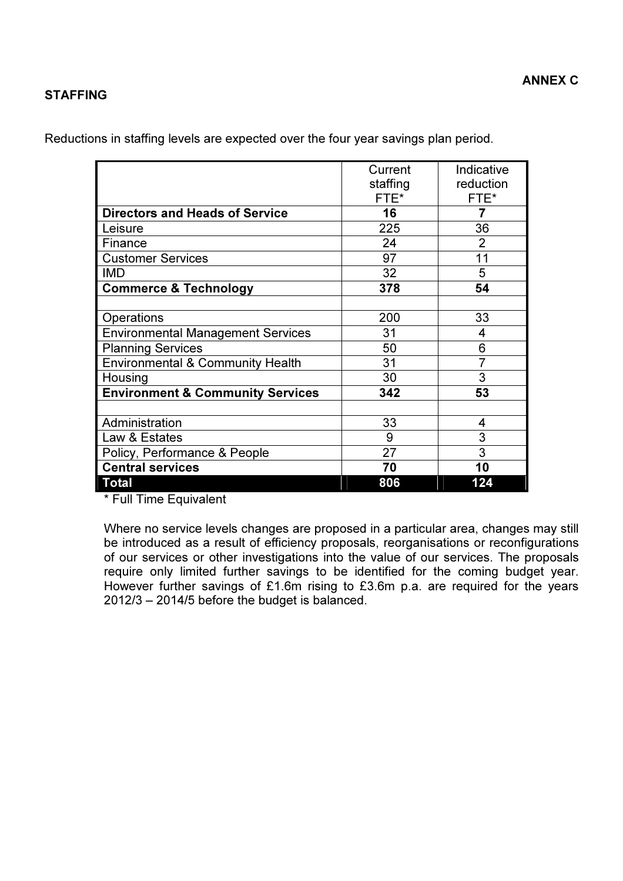**ANNEX C**

**STAFFING**

Reductions in staffing levels are expected over the four year savings plan period.

| | Current staffing FTE* | Indicative reduction FTE* |
|---|---|---|
| **Directors and Heads of Service** | **16** | **7** |
| Leisure | 225 | 36 |
| Finance | 24 | 2 |
| Customer Services | 97 | 11 |
| IMD | 32 | 5 |
| **Commerce & Technology** | **378** | **54** |
| | | |
| Operations | 200 | 33 |
| Environmental Management Services | 31 | 4 |
| Planning Services | 50 | 6 |
| Environmental & Community Health | 31 | 7 |
| Housing | 30 | 3 |
| **Environment & Community Services** | **342** | **53** |
| | | |
| Administration | 33 | 4 |
| Law & Estates | 9 | 3 |
| Policy, Performance & People | 27 | 3 |
| **Central services** | **70** | **10** |
| **Total** | **806** | **124** |

\* Full Time Equivalent

Where no service levels changes are proposed in a particular area, changes may still be introduced as a result of efficiency proposals, reorganisations or reconfigurations of our services or other investigations into the value of our services. The proposals require only limited further savings to be identified for the coming budget year. However further savings of £1.6m rising to £3.6m p.a. are required for the years 2012/3 – 2014/5 before the budget is balanced.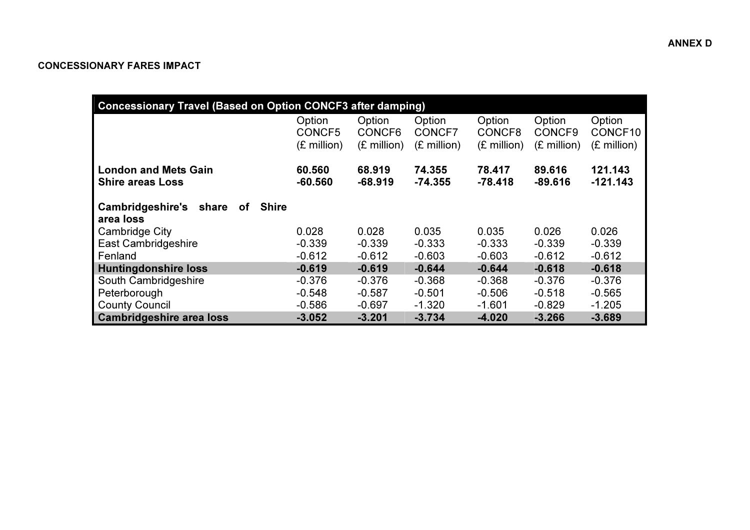ANNEX D

**CONCESSIONARY FARES IMPACT**

| Concessionary Travel (Based on Option CONCF3 after damping) | | | | | | |
|---|---|---|---|---|---|---|
| | Option CONCF5 (£ million) | Option CONCF6 (£ million) | Option CONCF7 (£ million) | Option CONCF8 (£ million) | Option CONCF9 (£ million) | Option CONCF10 (£ million) |
| **London and Mets Gain** | **60.560** | **68.919** | **74.355** | **78.417** | **89.616** | **121.143** |
| **Shire areas Loss** | **-60.560** | **-68.919** | **-74.355** | **-78.418** | **-89.616** | **-121.143** |
| **Cambridgeshire's share of Shire area loss** | | | | | | |
| Cambridge City | 0.028 | 0.028 | 0.035 | 0.035 | 0.026 | 0.026 |
| East Cambridgeshire | -0.339 | -0.339 | -0.333 | -0.333 | -0.339 | -0.339 |
| Fenland | -0.612 | -0.612 | -0.603 | -0.603 | -0.612 | -0.612 |
| **Huntingdonshire loss** | **-0.619** | **-0.619** | **-0.644** | **-0.644** | **-0.618** | **-0.618** |
| South Cambridgeshire | -0.376 | -0.376 | -0.368 | -0.368 | -0.376 | -0.376 |
| Peterborough | -0.548 | -0.587 | -0.501 | -0.506 | -0.518 | -0.565 |
| County Council | -0.586 | -0.697 | -1.320 | -1.601 | -0.829 | -1.205 |
| **Cambridgeshire area loss** | **-3.052** | **-3.201** | **-3.734** | **-4.020** | **-3.266** | **-3.689** |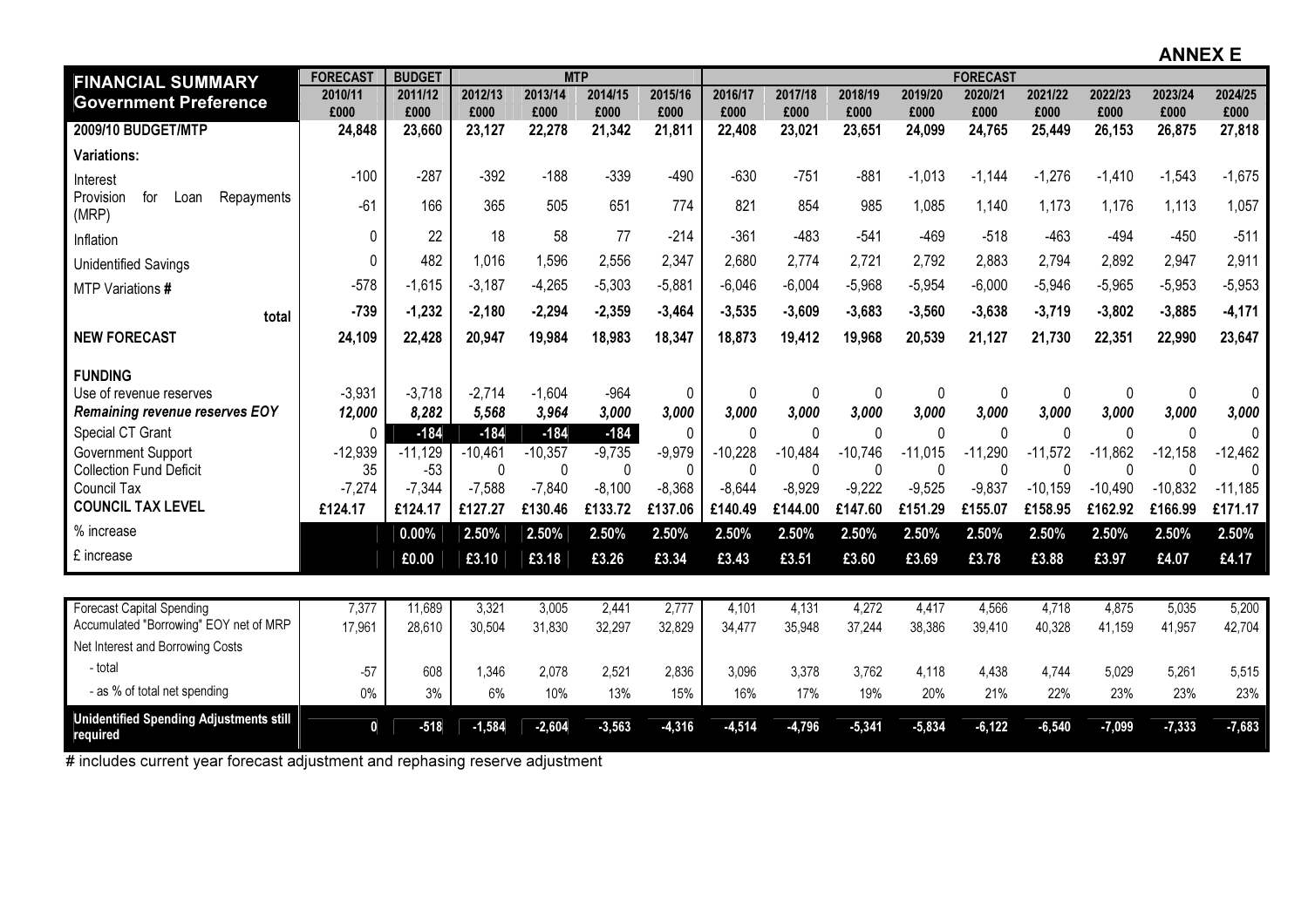**ANNEX E**

| FINANCIAL SUMMARY Government Preference | FORECAST 2010/11 £000 | BUDGET 2011/12 £000 | MTP 2012/13 £000 | 2013/14 £000 | 2014/15 £000 | 2015/16 £000 | FORECAST 2016/17 £000 | 2017/18 £000 | 2018/19 £000 | 2019/20 £000 | 2020/21 £000 | 2021/22 £000 | 2022/23 £000 | 2023/24 £000 | 2024/25 £000 |
|---|---|---|---|---|---|---|---|---|---|---|---|---|---|---|---|
| **2009/10 BUDGET/MTP** | **24,848** | **23,660** | **23,127** | **22,278** | **21,342** | **21,811** | **22,408** | **23,021** | **23,651** | **24,099** | **24,765** | **25,449** | **26,153** | **26,875** | **27,818** |
| **Variations:** | | | | | | | | | | | | | | | |
| Interest | -100 | -287 | -392 | -188 | -339 | -490 | -630 | -751 | -881 | -1,013 | -1,144 | -1,276 | -1,410 | -1,543 | -1,675 |
| Provision for Loan Repayments (MRP) | -61 | 166 | 365 | 505 | 651 | 774 | 821 | 854 | 985 | 1,085 | 1,140 | 1,173 | 1,176 | 1,113 | 1,057 |
| Inflation | 0 | 22 | 18 | 58 | 77 | -214 | -361 | -483 | -541 | -469 | -518 | -463 | -494 | -450 | -511 |
| Unidentified Savings | 0 | 482 | 1,016 | 1,596 | 2,556 | 2,347 | 2,680 | 2,774 | 2,721 | 2,792 | 2,883 | 2,794 | 2,892 | 2,947 | 2,911 |
| MTP Variations **#** | -578 | -1,615 | -3,187 | -4,265 | -5,303 | -5,881 | -6,046 | -6,004 | -5,968 | -5,954 | -6,000 | -5,946 | -5,965 | -5,953 | -5,953 |
| **total** | **-739** | **-1,232** | **-2,180** | **-2,294** | **-2,359** | **-3,464** | **-3,535** | **-3,609** | **-3,683** | **-3,560** | **-3,638** | **-3,719** | **-3,802** | **-3,885** | **-4,171** |
| **NEW FORECAST** | **24,109** | **22,428** | **20,947** | **19,984** | **18,983** | **18,347** | **18,873** | **19,412** | **19,968** | **20,539** | **21,127** | **21,730** | **22,351** | **22,990** | **23,647** |
| **FUNDING** | | | | | | | | | | | | | | | |
| Use of revenue reserves | -3,931 | -3,718 | -2,714 | -1,604 | -964 | 0 | 0 | 0 | 0 | 0 | 0 | 0 | 0 | 0 | 0 |
| ***Remaining revenue reserves EOY*** | ***12,000*** | ***8,282*** | ***5,568*** | ***3,964*** | ***3,000*** | ***3,000*** | ***3,000*** | ***3,000*** | ***3,000*** | ***3,000*** | ***3,000*** | ***3,000*** | ***3,000*** | ***3,000*** | ***3,000*** |
| Special CT Grant | 0 | -184 | -184 | -184 | -184 | 0 | 0 | 0 | 0 | 0 | 0 | 0 | 0 | 0 | 0 |
| Government Support | -12,939 | -11,129 | -10,461 | -10,357 | -9,735 | -9,979 | -10,228 | -10,484 | -10,746 | -11,015 | -11,290 | -11,572 | -11,862 | -12,158 | -12,462 |
| Collection Fund Deficit | 35 | -53 | 0 | 0 | 0 | 0 | 0 | 0 | 0 | 0 | 0 | 0 | 0 | 0 | 0 |
| Council Tax | -7,274 | -7,344 | -7,588 | -7,840 | -8,100 | -8,368 | -8,644 | -8,929 | -9,222 | -9,525 | -9,837 | -10,159 | -10,490 | -10,832 | -11,185 |
| **COUNCIL TAX LEVEL** | **£124.17** | **£124.17** | **£127.27** | **£130.46** | **£133.72** | **£137.06** | **£140.49** | **£144.00** | **£147.60** | **£151.29** | **£155.07** | **£158.95** | **£162.92** | **£166.99** | **£171.17** |
| % increase | | **0.00%** | **2.50%** | **2.50%** | **2.50%** | **2.50%** | **2.50%** | **2.50%** | **2.50%** | **2.50%** | **2.50%** | **2.50%** | **2.50%** | **2.50%** | **2.50%** |
| £ increase | | **£0.00** | **£3.10** | **£3.18** | **£3.26** | **£3.34** | **£3.43** | **£3.51** | **£3.60** | **£3.69** | **£3.78** | **£3.88** | **£3.97** | **£4.07** | **£4.17** |
| Forecast Capital Spending | 7,377 | 11,689 | 3,321 | 3,005 | 2,441 | 2,777 | 4,101 | 4,131 | 4,272 | 4,417 | 4,566 | 4,718 | 4,875 | 5,035 | 5,200 |
| Accumulated "Borrowing" EOY net of MRP | 17,961 | 28,610 | 30,504 | 31,830 | 32,297 | 32,829 | 34,477 | 35,948 | 37,244 | 38,386 | 39,410 | 40,328 | 41,159 | 41,957 | 42,704 |
| Net Interest and Borrowing Costs | | | | | | | | | | | | | | | |
| - total | -57 | 608 | 1,346 | 2,078 | 2,521 | 2,836 | 3,096 | 3,378 | 3,762 | 4,118 | 4,438 | 4,744 | 5,029 | 5,261 | 5,515 |
| - as % of total net spending | 0% | 3% | 6% | 10% | 13% | 15% | 16% | 17% | 19% | 20% | 21% | 22% | 23% | 23% | 23% |
| **Unidentified Spending Adjustments still required** | **0** | **-518** | **-1,584** | **-2,604** | **-3,563** | **-4,316** | **-4,514** | **-4,796** | **-5,341** | **-5,834** | **-6,122** | **-6,540** | **-7,099** | **-7,333** | **-7,683** |

\# includes current year forecast adjustment and rephasing reserve adjustment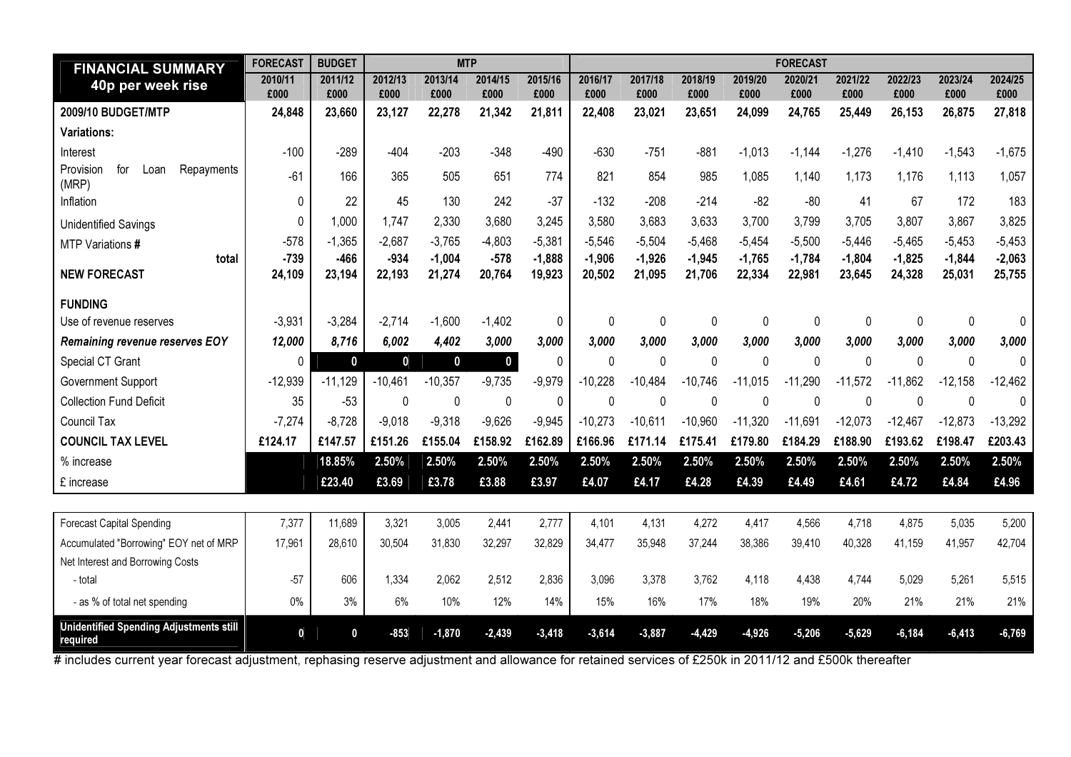| FINANCIAL SUMMARY 40p per week rise | FORECAST | BUDGET | MTP | | | | FORECAST | | | | | | | | |
|---|---|---|---|---|---|---|---|---|---|---|---|---|---|---|---|
| | 2010/11 £000 | 2011/12 £000 | 2012/13 £000 | 2013/14 £000 | 2014/15 £000 | 2015/16 £000 | 2016/17 £000 | 2017/18 £000 | 2018/19 £000 | 2019/20 £000 | 2020/21 £000 | 2021/22 £000 | 2022/23 £000 | 2023/24 £000 | 2024/25 £000 |
| **2009/10 BUDGET/MTP** | **24,848** | **23,660** | **23,127** | **22,278** | **21,342** | **21,811** | **22,408** | **23,021** | **23,651** | **24,099** | **24,765** | **25,449** | **26,153** | **26,875** | **27,818** |
| **Variations:** | | | | | | | | | | | | | | | |
| Interest | -100 | -289 | -404 | -203 | -348 | -490 | -630 | -751 | -881 | -1,013 | -1,144 | -1,276 | -1,410 | -1,543 | -1,675 |
| Provision for Loan Repayments (MRP) | -61 | 166 | 365 | 505 | 651 | 774 | 821 | 854 | 985 | 1,085 | 1,140 | 1,173 | 1,176 | 1,113 | 1,057 |
| Inflation | 0 | 22 | 45 | 130 | 242 | -37 | -132 | -208 | -214 | -82 | -80 | 41 | 67 | 172 | 183 |
| Unidentified Savings | 0 | 1,000 | 1,747 | 2,330 | 3,680 | 3,245 | 3,580 | 3,683 | 3,633 | 3,700 | 3,799 | 3,705 | 3,807 | 3,867 | 3,825 |
| MTP Variations # | -578 | -1,365 | -2,687 | -3,765 | -4,803 | -5,381 | -5,546 | -5,504 | -5,468 | -5,454 | -5,500 | -5,446 | -5,465 | -5,453 | -5,453 |
| **total** | **-739** | **-466** | **-934** | **-1,004** | **-578** | **-1,888** | **-1,906** | **-1,926** | **-1,945** | **-1,765** | **-1,784** | **-1,804** | **-1,825** | **-1,844** | **-2,063** |
| **NEW FORECAST** | **24,109** | **23,194** | **22,193** | **21,274** | **20,764** | **19,923** | **20,502** | **21,095** | **21,706** | **22,334** | **22,981** | **23,645** | **24,328** | **25,031** | **25,755** |
| **FUNDING** | | | | | | | | | | | | | | | |
| Use of revenue reserves | -3,931 | -3,284 | -2,714 | -1,600 | -1,402 | 0 | 0 | 0 | 0 | 0 | 0 | 0 | 0 | 0 | 0 |
| ***Remaining revenue reserves EOY*** | ***12,000*** | ***8,716*** | ***6,002*** | ***4,402*** | ***3,000*** | ***3,000*** | ***3,000*** | ***3,000*** | ***3,000*** | ***3,000*** | ***3,000*** | ***3,000*** | ***3,000*** | ***3,000*** | ***3,000*** |
| Special CT Grant | 0 | 0 | 0 | 0 | 0 | 0 | 0 | 0 | 0 | 0 | 0 | 0 | 0 | 0 | 0 |
| Government Support | -12,939 | -11,129 | -10,461 | -10,357 | -9,735 | -9,979 | -10,228 | -10,484 | -10,746 | -11,015 | -11,290 | -11,572 | -11,862 | -12,158 | -12,462 |
| Collection Fund Deficit | 35 | -53 | 0 | 0 | 0 | 0 | 0 | 0 | 0 | 0 | 0 | 0 | 0 | 0 | 0 |
| Council Tax | -7,274 | -8,728 | -9,018 | -9,318 | -9,626 | -9,945 | -10,273 | -10,611 | -10,960 | -11,320 | -11,691 | -12,073 | -12,467 | -12,873 | -13,292 |
| **COUNCIL TAX LEVEL** | **£124.17** | **£147.57** | **£151.26** | **£155.04** | **£158.92** | **£162.89** | **£166.96** | **£171.14** | **£175.41** | **£179.80** | **£184.29** | **£188.90** | **£193.62** | **£198.47** | **£203.43** |
| % increase | | **18.85%** | **2.50%** | **2.50%** | **2.50%** | **2.50%** | **2.50%** | **2.50%** | **2.50%** | **2.50%** | **2.50%** | **2.50%** | **2.50%** | **2.50%** | **2.50%** |
| £ increase | | **£23.40** | **£3.69** | **£3.78** | **£3.88** | **£3.97** | **£4.07** | **£4.17** | **£4.28** | **£4.39** | **£4.49** | **£4.61** | **£4.72** | **£4.84** | **£4.96** |

| | | | | | | | | | | | | | | | |
|---|---|---|---|---|---|---|---|---|---|---|---|---|---|---|---|
| Forecast Capital Spending | 7,377 | 11,689 | 3,321 | 3,005 | 2,441 | 2,777 | 4,101 | 4,131 | 4,272 | 4,417 | 4,566 | 4,718 | 4,875 | 5,035 | 5,200 |
| Accumulated "Borrowing" EOY net of MRP | 17,961 | 28,610 | 30,504 | 31,830 | 32,297 | 32,829 | 34,477 | 35,948 | 37,244 | 38,386 | 39,410 | 40,328 | 41,159 | 41,957 | 42,704 |
| Net Interest and Borrowing Costs | | | | | | | | | | | | | | | |
| - total | -57 | 606 | 1,334 | 2,062 | 2,512 | 2,836 | 3,096 | 3,378 | 3,762 | 4,118 | 4,438 | 4,744 | 5,029 | 5,261 | 5,515 |
| - as % of total net spending | 0% | 3% | 6% | 10% | 12% | 14% | 15% | 16% | 17% | 18% | 19% | 20% | 21% | 21% | 21% |
| **Unidentified Spending Adjustments still required** | **0** | **0** | **-853** | **-1,870** | **-2,439** | **-3,418** | **-3,614** | **-3,887** | **-4,429** | **-4,926** | **-5,206** | **-5,629** | **-6,184** | **-6,413** | **-6,769** |

# includes current year forecast adjustment, rephasing reserve adjustment and allowance for retained services of £250k in 2011/12 and £500k thereafter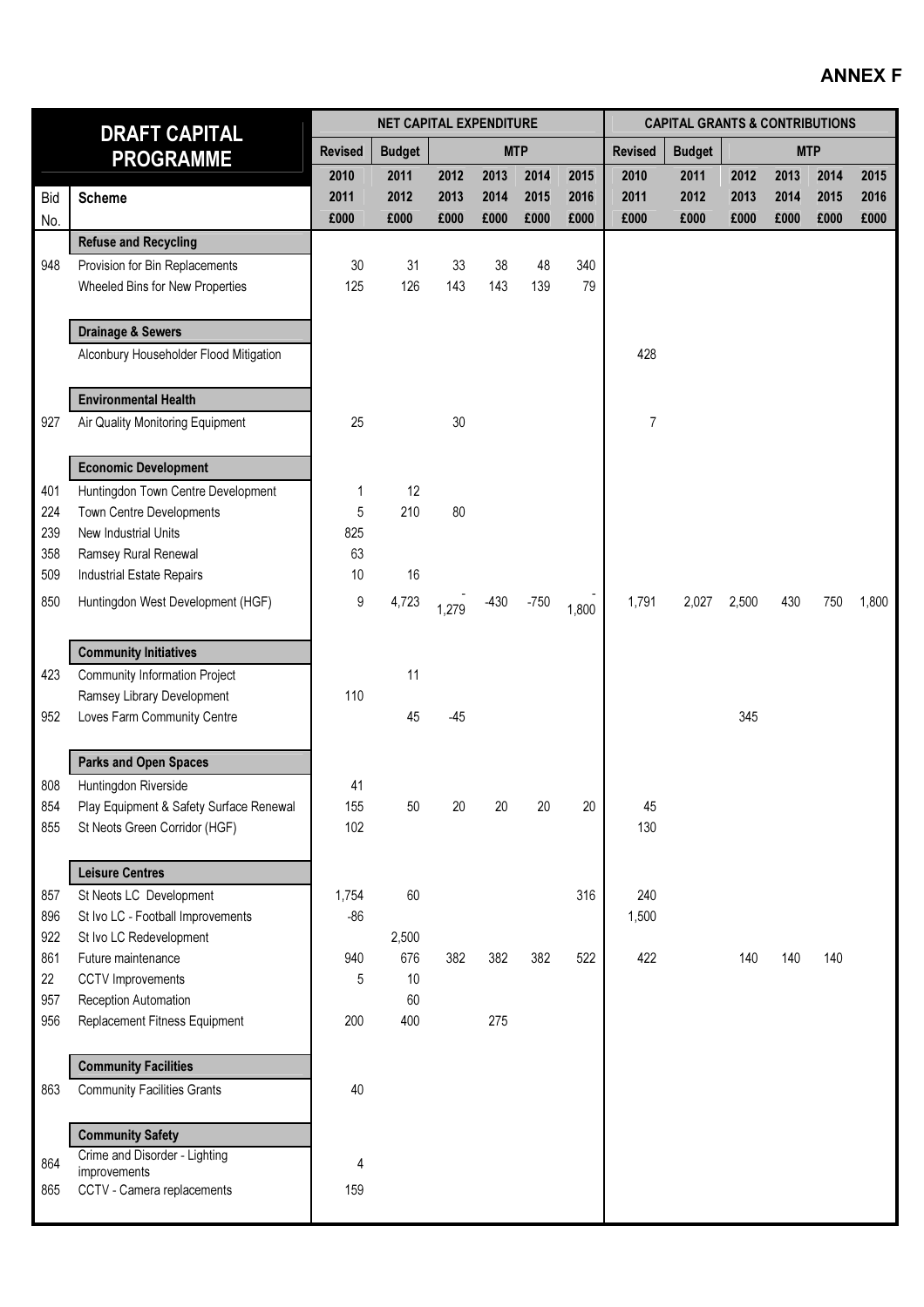## ANNEX F

| Bid No. | DRAFT CAPITAL PROGRAMME | NET CAPITAL EXPENDITURE | | | | | | CAPITAL GRANTS & CONTRIBUTIONS | | | | | |
|---|---|---|---|---|---|---|---|---|---|---|---|---|---|
| | | Revised | Budget | MTP | | | | Revised | Budget | MTP | | | |
| | Scheme | 2010 2011 £000 | 2011 2012 £000 | 2012 2013 £000 | 2013 2014 £000 | 2014 2015 £000 | 2015 2016 £000 | 2010 2011 £000 | 2011 2012 £000 | 2012 2013 £000 | 2013 2014 £000 | 2014 2015 £000 | 2015 2016 £000 |
| | **Refuse and Recycling** | | | | | | | | | | | | |
| 948 | Provision for Bin Replacements | 30 | 31 | 33 | 38 | 48 | 340 | | | | | | |
| | Wheeled Bins for New Properties | 125 | 126 | 143 | 143 | 139 | 79 | | | | | | |
| | **Drainage & Sewers** | | | | | | | | | | | | |
| | Alconbury Householder Flood Mitigation | | | | | | | 428 | | | | | |
| | **Environmental Health** | | | | | | | | | | | | |
| 927 | Air Quality Monitoring Equipment | 25 | | 30 | | | | 7 | | | | | |
| | **Economic Development** | | | | | | | | | | | | |
| 401 | Huntingdon Town Centre Development | 1 | 12 | | | | | | | | | | |
| 224 | Town Centre Developments | 5 | 210 | 80 | | | | | | | | | |
| 239 | New Industrial Units | 825 | | | | | | | | | | | |
| 358 | Ramsey Rural Renewal | 63 | | | | | | | | | | | |
| 509 | Industrial Estate Repairs | 10 | 16 | | | | | | | | | | |
| 850 | Huntingdon West Development (HGF) | 9 | 4,723 | -1,279 | -430 | -750 | -1,800 | 1,791 | 2,027 | 2,500 | 430 | 750 | 1,800 |
| | **Community Initiatives** | | | | | | | | | | | | |
| 423 | Community Information Project | | 11 | | | | | | | | | | |
| | Ramsey Library Development | 110 | | | | | | | | | | | |
| 952 | Loves Farm Community Centre | | 45 | -45 | | | | | | 345 | | | |
| | **Parks and Open Spaces** | | | | | | | | | | | | |
| 808 | Huntingdon Riverside | 41 | | | | | | | | | | | |
| 854 | Play Equipment & Safety Surface Renewal | 155 | 50 | 20 | 20 | 20 | 20 | 45 | | | | | |
| 855 | St Neots Green Corridor (HGF) | 102 | | | | | | 130 | | | | | |
| | **Leisure Centres** | | | | | | | | | | | | |
| 857 | St Neots LC Development | 1,754 | 60 | | | | 316 | 240 | | | | | |
| 896 | St Ivo LC - Football Improvements | -86 | | | | | | 1,500 | | | | | |
| 922 | St Ivo LC Redevelopment | | 2,500 | | | | | | | | | | |
| 861 | Future maintenance | 940 | 676 | 382 | 382 | 382 | 522 | 422 | | 140 | 140 | 140 | |
| 22 | CCTV Improvements | 5 | 10 | | | | | | | | | | |
| 957 | Reception Automation | | 60 | | | | | | | | | | |
| 956 | Replacement Fitness Equipment | 200 | 400 | | 275 | | | | | | | | |
| | **Community Facilities** | | | | | | | | | | | | |
| 863 | Community Facilities Grants | 40 | | | | | | | | | | | |
| | **Community Safety** | | | | | | | | | | | | |
| 864 | Crime and Disorder - Lighting improvements | 4 | | | | | | | | | | | |
| 865 | CCTV - Camera replacements | 159 | | | | | | | | | | | |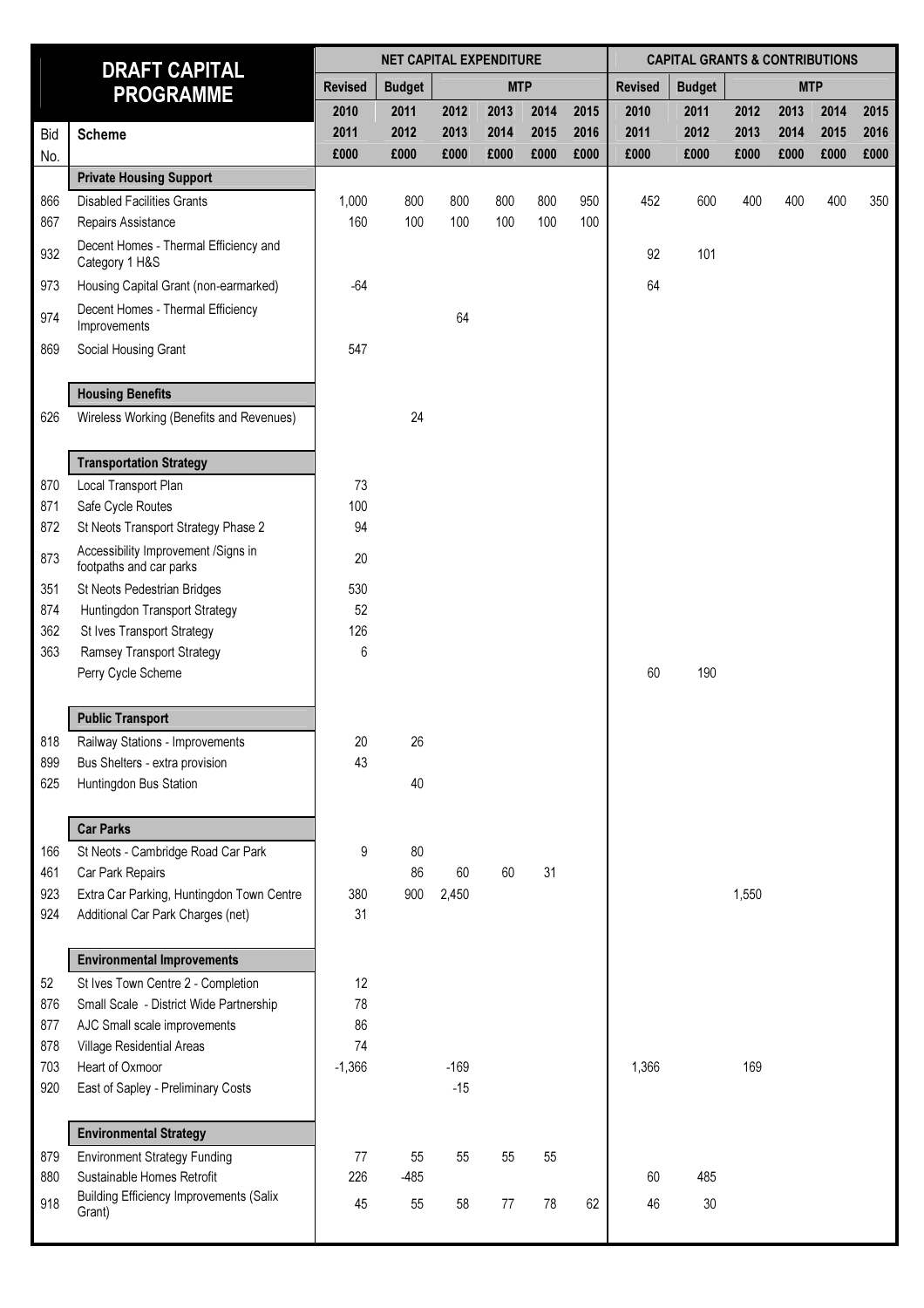# DRAFT CAPITAL PROGRAMME

| Bid No. | Scheme | NET CAPITAL EXPENDITURE Revised 2010 2011 £000 | Budget 2011 2012 £000 | MTP 2012 2013 £000 | MTP 2013 2014 £000 | MTP 2014 2015 £000 | MTP 2015 2016 £000 | CAPITAL GRANTS & CONTRIBUTIONS Revised 2010 2011 £000 | Budget 2011 2012 £000 | MTP 2012 2013 £000 | MTP 2013 2014 £000 | MTP 2014 2015 £000 | MTP 2015 2016 £000 |
|---|---|---|---|---|---|---|---|---|---|---|---|---|---|
| | **Private Housing Support** | | | | | | | | | | | | |
| 866 | Disabled Facilities Grants | 1,000 | 800 | 800 | 800 | 800 | 950 | 452 | 600 | 400 | 400 | 400 | 350 |
| 867 | Repairs Assistance | 160 | 100 | 100 | 100 | 100 | 100 | | | | | | |
| 932 | Decent Homes - Thermal Efficiency and Category 1 H&S | | | | | | | 92 | 101 | | | | |
| 973 | Housing Capital Grant (non-earmarked) | -64 | | | | | | 64 | | | | | |
| 974 | Decent Homes - Thermal Efficiency Improvements | | | 64 | | | | | | | | | |
| 869 | Social Housing Grant | 547 | | | | | | | | | | | |
| | **Housing Benefits** | | | | | | | | | | | | |
| 626 | Wireless Working (Benefits and Revenues) | | 24 | | | | | | | | | | |
| | **Transportation Strategy** | | | | | | | | | | | | |
| 870 | Local Transport Plan | 73 | | | | | | | | | | | |
| 871 | Safe Cycle Routes | 100 | | | | | | | | | | | |
| 872 | St Neots Transport Strategy Phase 2 | 94 | | | | | | | | | | | |
| 873 | Accessibility Improvement /Signs in footpaths and car parks | 20 | | | | | | | | | | | |
| 351 | St Neots Pedestrian Bridges | 530 | | | | | | | | | | | |
| 874 | Huntingdon Transport Strategy | 52 | | | | | | | | | | | |
| 362 | St Ives Transport Strategy | 126 | | | | | | | | | | | |
| 363 | Ramsey Transport Strategy | 6 | | | | | | | | | | | |
| | Perry Cycle Scheme | | | | | | | 60 | 190 | | | | |
| | **Public Transport** | | | | | | | | | | | | |
| 818 | Railway Stations - Improvements | 20 | 26 | | | | | | | | | | |
| 899 | Bus Shelters - extra provision | 43 | | | | | | | | | | | |
| 625 | Huntingdon Bus Station | | 40 | | | | | | | | | | |
| | **Car Parks** | | | | | | | | | | | | |
| 166 | St Neots - Cambridge Road Car Park | 9 | 80 | | | | | | | | | | |
| 461 | Car Park Repairs | | 86 | 60 | 60 | 31 | | | | | | | |
| 923 | Extra Car Parking, Huntingdon Town Centre | 380 | 900 | 2,450 | | | | | | 1,550 | | | |
| 924 | Additional Car Park Charges (net) | 31 | | | | | | | | | | | |
| | **Environmental Improvements** | | | | | | | | | | | | |
| 52 | St Ives Town Centre 2 - Completion | 12 | | | | | | | | | | | |
| 876 | Small Scale - District Wide Partnership | 78 | | | | | | | | | | | |
| 877 | AJC Small scale improvements | 86 | | | | | | | | | | | |
| 878 | Village Residential Areas | 74 | | | | | | | | | | | |
| 703 | Heart of Oxmoor | -1,366 | | -169 | | | | 1,366 | | 169 | | | |
| 920 | East of Sapley - Preliminary Costs | | | -15 | | | | | | | | | |
| | **Environmental Strategy** | | | | | | | | | | | | |
| 879 | Environment Strategy Funding | 77 | 55 | 55 | 55 | 55 | | | | | | | |
| 880 | Sustainable Homes Retrofit | 226 | -485 | | | | | 60 | 485 | | | | |
| 918 | Building Efficiency Improvements (Salix Grant) | 45 | 55 | 58 | 77 | 78 | 62 | 46 | 30 | | | | |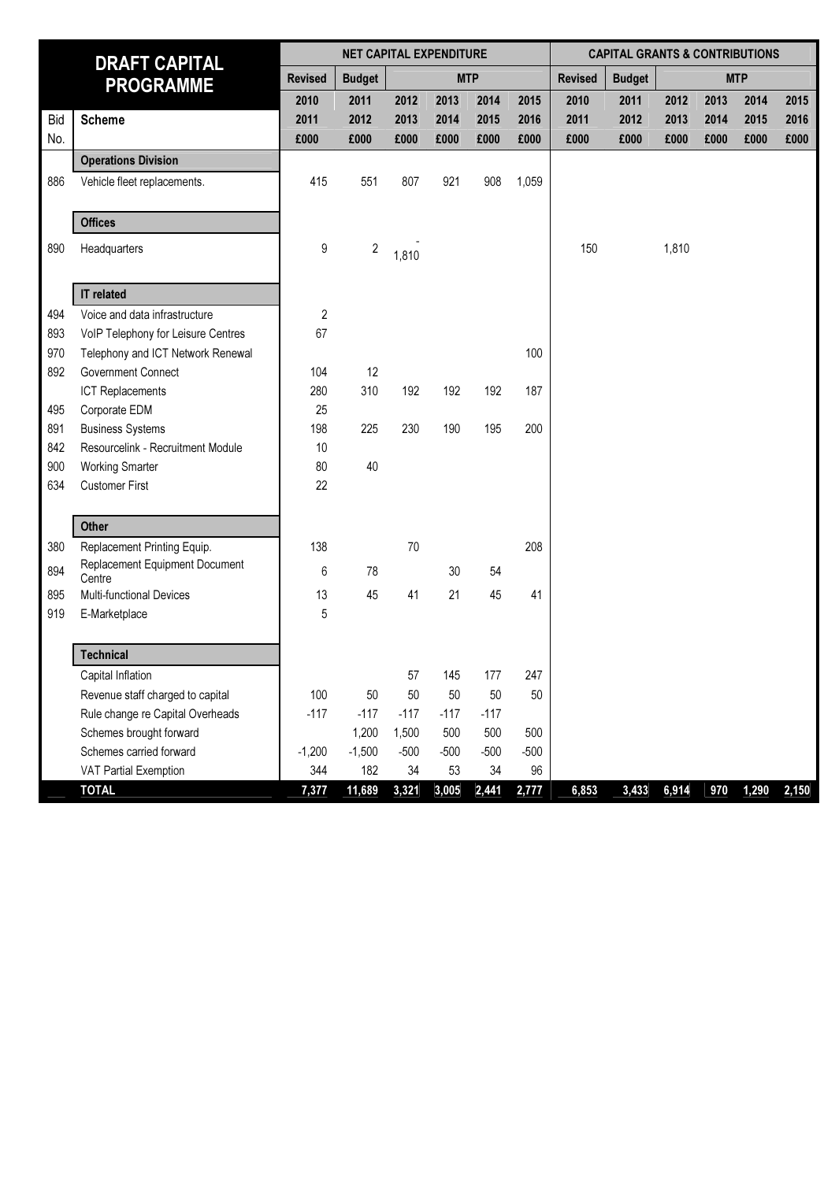| Bid No. | DRAFT CAPITAL PROGRAMME Scheme | NET CAPITAL EXPENDITURE Revised 2010 2011 £000 | Budget 2011 2012 £000 | MTP 2012 2013 £000 | 2013 2014 £000 | 2014 2015 £000 | 2015 2016 £000 | CAPITAL GRANTS & CONTRIBUTIONS Revised 2010 2011 £000 | Budget 2011 2012 £000 | MTP 2012 2013 £000 | 2013 2014 £000 | 2014 2015 £000 | 2015 2016 £000 |
|---|---|---|---|---|---|---|---|---|---|---|---|---|---|
| | **Operations Division** | | | | | | | | | | | | |
| 886 | Vehicle fleet replacements. | 415 | 551 | 807 | 921 | 908 | 1,059 | | | | | | |
| | **Offices** | | | | | | | | | | | | |
| 890 | Headquarters | 9 | 2 | - 1,810 | | | | 150 | | 1,810 | | | |
| | **IT related** | | | | | | | | | | | | |
| 494 | Voice and data infrastructure | 2 | | | | | | | | | | | |
| 893 | VoIP Telephony for Leisure Centres | 67 | | | | | | | | | | | |
| 970 | Telephony and ICT Network Renewal | | | | | | 100 | | | | | | |
| 892 | Government Connect | 104 | 12 | | | | | | | | | | |
| | ICT Replacements | 280 | 310 | 192 | 192 | 192 | 187 | | | | | | |
| 495 | Corporate EDM | 25 | | | | | | | | | | | |
| 891 | Business Systems | 198 | 225 | 230 | 190 | 195 | 200 | | | | | | |
| 842 | Resourcelink - Recruitment Module | 10 | | | | | | | | | | | |
| 900 | Working Smarter | 80 | 40 | | | | | | | | | | |
| 634 | Customer First | 22 | | | | | | | | | | | |
| | **Other** | | | | | | | | | | | | |
| 380 | Replacement Printing Equip. | 138 | | 70 | | | 208 | | | | | | |
| 894 | Replacement Equipment Document Centre | 6 | 78 | | 30 | 54 | | | | | | | |
| 895 | Multi-functional Devices | 13 | 45 | 41 | 21 | 45 | 41 | | | | | | |
| 919 | E-Marketplace | 5 | | | | | | | | | | | |
| | **Technical** | | | | | | | | | | | | |
| | Capital Inflation | | | 57 | 145 | 177 | 247 | | | | | | |
| | Revenue staff charged to capital | 100 | 50 | 50 | 50 | 50 | 50 | | | | | | |
| | Rule change re Capital Overheads | -117 | -117 | -117 | -117 | -117 | | | | | | | |
| | Schemes brought forward | | 1,200 | 1,500 | 500 | 500 | 500 | | | | | | |
| | Schemes carried forward | -1,200 | -1,500 | -500 | -500 | -500 | -500 | | | | | | |
| | VAT Partial Exemption | 344 | 182 | 34 | 53 | 34 | 96 | | | | | | |
| | **TOTAL** | **7,377** | **11,689** | **3,321** | **3,005** | **2,441** | **2,777** | **6,853** | **3,433** | **6,914** | **970** | **1,290** | **2,150** |